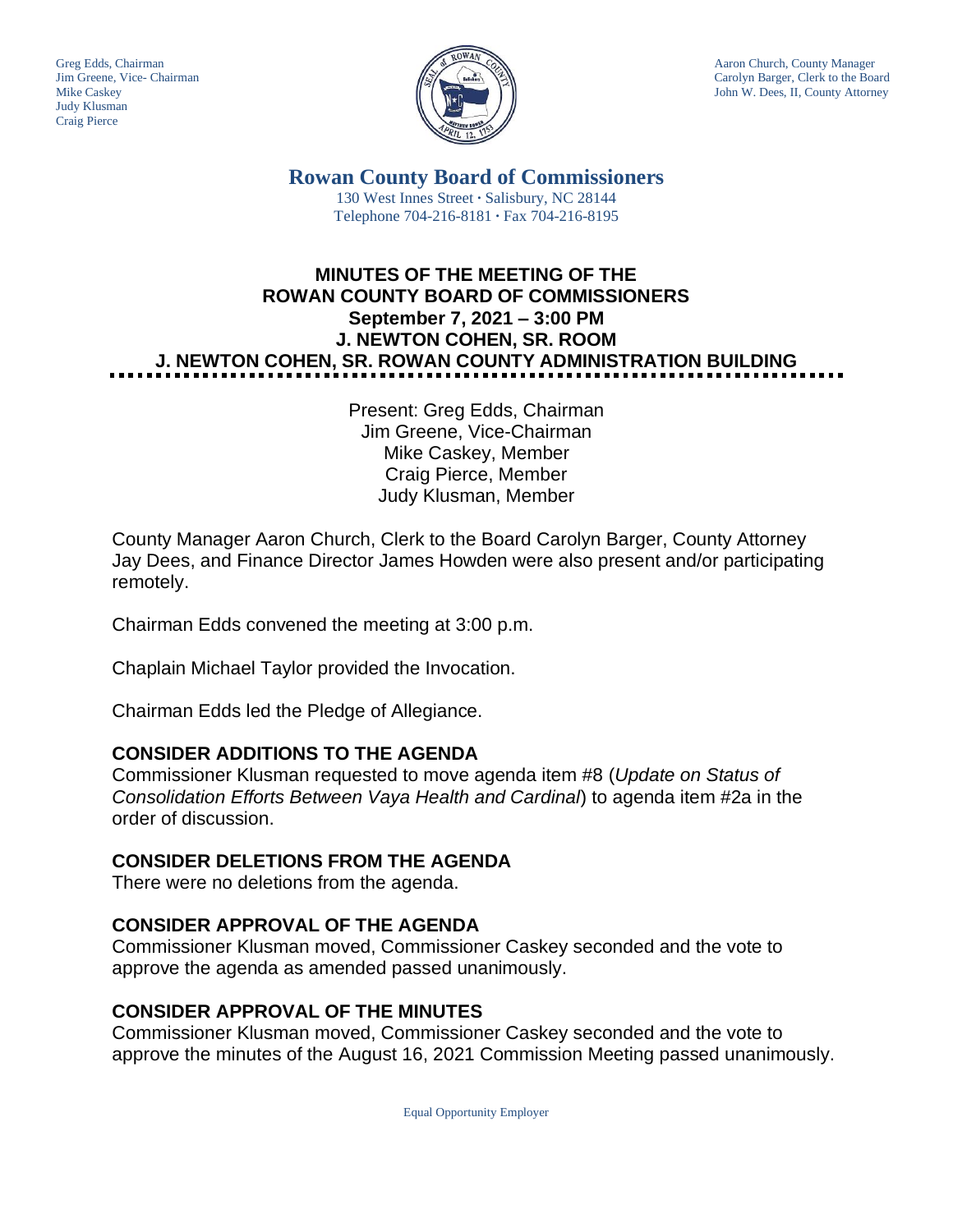Greg Edds, Chairman
Jim Greene, Vice- Chairman
Mike Caskey
Judy Klusman
Craig Pierce

Aaron Church, County Manager
Carolyn Barger, Clerk to the Board
John W. Dees, II, County Attorney

## Rowan County Board of Commissioners

130 West Innes Street · Salisbury, NC 28144
Telephone 704-216-8181 · Fax 704-216-8195

# MINUTES OF THE MEETING OF THE ROWAN COUNTY BOARD OF COMMISSIONERS
## September 7, 2021 – 3:00 PM
## J. NEWTON COHEN, SR. ROOM
## J. NEWTON COHEN, SR. ROWAN COUNTY ADMINISTRATION BUILDING

Present: Greg Edds, Chairman
Jim Greene, Vice-Chairman
Mike Caskey, Member
Craig Pierce, Member
Judy Klusman, Member

County Manager Aaron Church, Clerk to the Board Carolyn Barger, County Attorney Jay Dees, and Finance Director James Howden were also present and/or participating remotely.

Chairman Edds convened the meeting at 3:00 p.m.

Chaplain Michael Taylor provided the Invocation.

Chairman Edds led the Pledge of Allegiance.

## CONSIDER ADDITIONS TO THE AGENDA

Commissioner Klusman requested to move agenda item #8 (*Update on Status of Consolidation Efforts Between Vaya Health and Cardinal*) to agenda item #2a in the order of discussion.

## CONSIDER DELETIONS FROM THE AGENDA

There were no deletions from the agenda.

## CONSIDER APPROVAL OF THE AGENDA

Commissioner Klusman moved, Commissioner Caskey seconded and the vote to approve the agenda as amended passed unanimously.

## CONSIDER APPROVAL OF THE MINUTES

Commissioner Klusman moved, Commissioner Caskey seconded and the vote to approve the minutes of the August 16, 2021 Commission Meeting passed unanimously.

Equal Opportunity Employer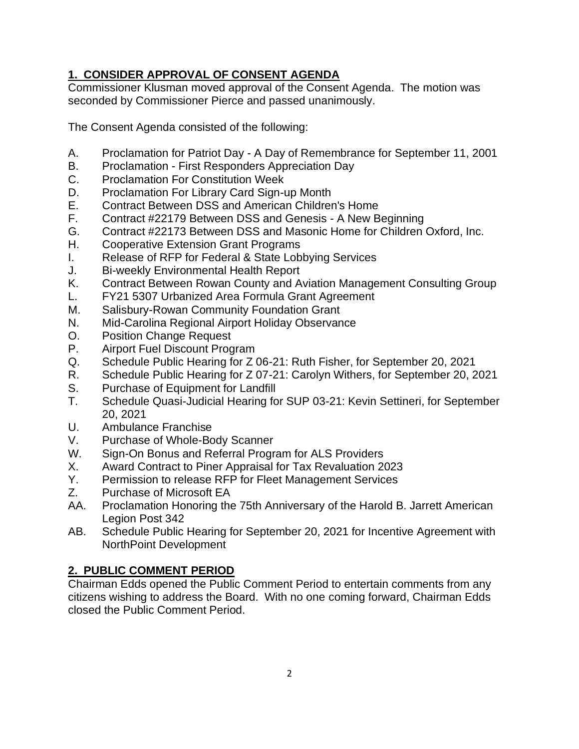## 1. CONSIDER APPROVAL OF CONSENT AGENDA

Commissioner Klusman moved approval of the Consent Agenda. The motion was seconded by Commissioner Pierce and passed unanimously.

The Consent Agenda consisted of the following:

A. Proclamation for Patriot Day - A Day of Remembrance for September 11, 2001
B. Proclamation - First Responders Appreciation Day
C. Proclamation For Constitution Week
D. Proclamation For Library Card Sign-up Month
E. Contract Between DSS and American Children's Home
F. Contract #22179 Between DSS and Genesis - A New Beginning
G. Contract #22173 Between DSS and Masonic Home for Children Oxford, Inc.
H. Cooperative Extension Grant Programs
I. Release of RFP for Federal & State Lobbying Services
J. Bi-weekly Environmental Health Report
K. Contract Between Rowan County and Aviation Management Consulting Group
L. FY21 5307 Urbanized Area Formula Grant Agreement
M. Salisbury-Rowan Community Foundation Grant
N. Mid-Carolina Regional Airport Holiday Observance
O. Position Change Request
P. Airport Fuel Discount Program
Q. Schedule Public Hearing for Z 06-21: Ruth Fisher, for September 20, 2021
R. Schedule Public Hearing for Z 07-21: Carolyn Withers, for September 20, 2021
S. Purchase of Equipment for Landfill
T. Schedule Quasi-Judicial Hearing for SUP 03-21: Kevin Settineri, for September 20, 2021
U. Ambulance Franchise
V. Purchase of Whole-Body Scanner
W. Sign-On Bonus and Referral Program for ALS Providers
X. Award Contract to Piner Appraisal for Tax Revaluation 2023
Y. Permission to release RFP for Fleet Management Services
Z. Purchase of Microsoft EA
AA. Proclamation Honoring the 75th Anniversary of the Harold B. Jarrett American Legion Post 342
AB. Schedule Public Hearing for September 20, 2021 for Incentive Agreement with NorthPoint Development

## 2. PUBLIC COMMENT PERIOD

Chairman Edds opened the Public Comment Period to entertain comments from any citizens wishing to address the Board. With no one coming forward, Chairman Edds closed the Public Comment Period.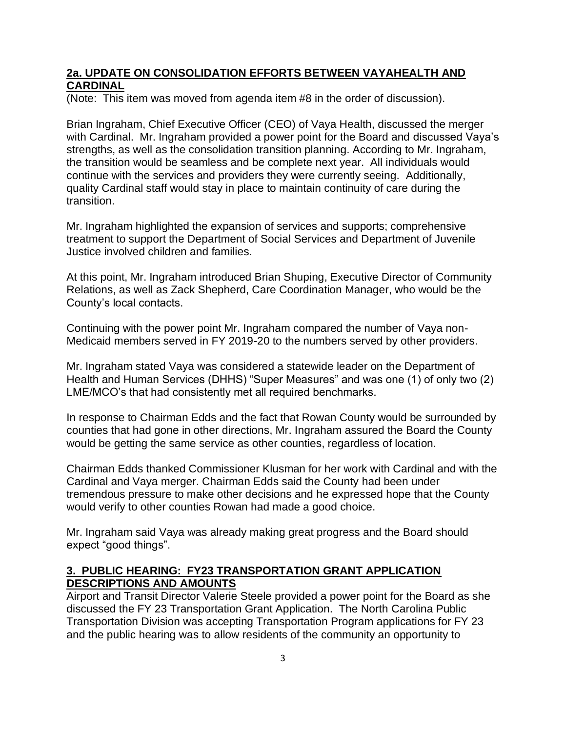## 2a. UPDATE ON CONSOLIDATION EFFORTS BETWEEN VAYAHEALTH AND CARDINAL

(Note: This item was moved from agenda item #8 in the order of discussion).

Brian Ingraham, Chief Executive Officer (CEO) of Vaya Health, discussed the merger with Cardinal. Mr. Ingraham provided a power point for the Board and discussed Vaya's strengths, as well as the consolidation transition planning. According to Mr. Ingraham, the transition would be seamless and be complete next year. All individuals would continue with the services and providers they were currently seeing. Additionally, quality Cardinal staff would stay in place to maintain continuity of care during the transition.

Mr. Ingraham highlighted the expansion of services and supports; comprehensive treatment to support the Department of Social Services and Department of Juvenile Justice involved children and families.

At this point, Mr. Ingraham introduced Brian Shuping, Executive Director of Community Relations, as well as Zack Shepherd, Care Coordination Manager, who would be the County's local contacts.

Continuing with the power point Mr. Ingraham compared the number of Vaya non-Medicaid members served in FY 2019-20 to the numbers served by other providers.

Mr. Ingraham stated Vaya was considered a statewide leader on the Department of Health and Human Services (DHHS) "Super Measures" and was one (1) of only two (2) LME/MCO's that had consistently met all required benchmarks.

In response to Chairman Edds and the fact that Rowan County would be surrounded by counties that had gone in other directions, Mr. Ingraham assured the Board the County would be getting the same service as other counties, regardless of location.

Chairman Edds thanked Commissioner Klusman for her work with Cardinal and with the Cardinal and Vaya merger. Chairman Edds said the County had been under tremendous pressure to make other decisions and he expressed hope that the County would verify to other counties Rowan had made a good choice.

Mr. Ingraham said Vaya was already making great progress and the Board should expect "good things".

## 3. PUBLIC HEARING: FY23 TRANSPORTATION GRANT APPLICATION DESCRIPTIONS AND AMOUNTS

Airport and Transit Director Valerie Steele provided a power point for the Board as she discussed the FY 23 Transportation Grant Application. The North Carolina Public Transportation Division was accepting Transportation Program applications for FY 23 and the public hearing was to allow residents of the community an opportunity to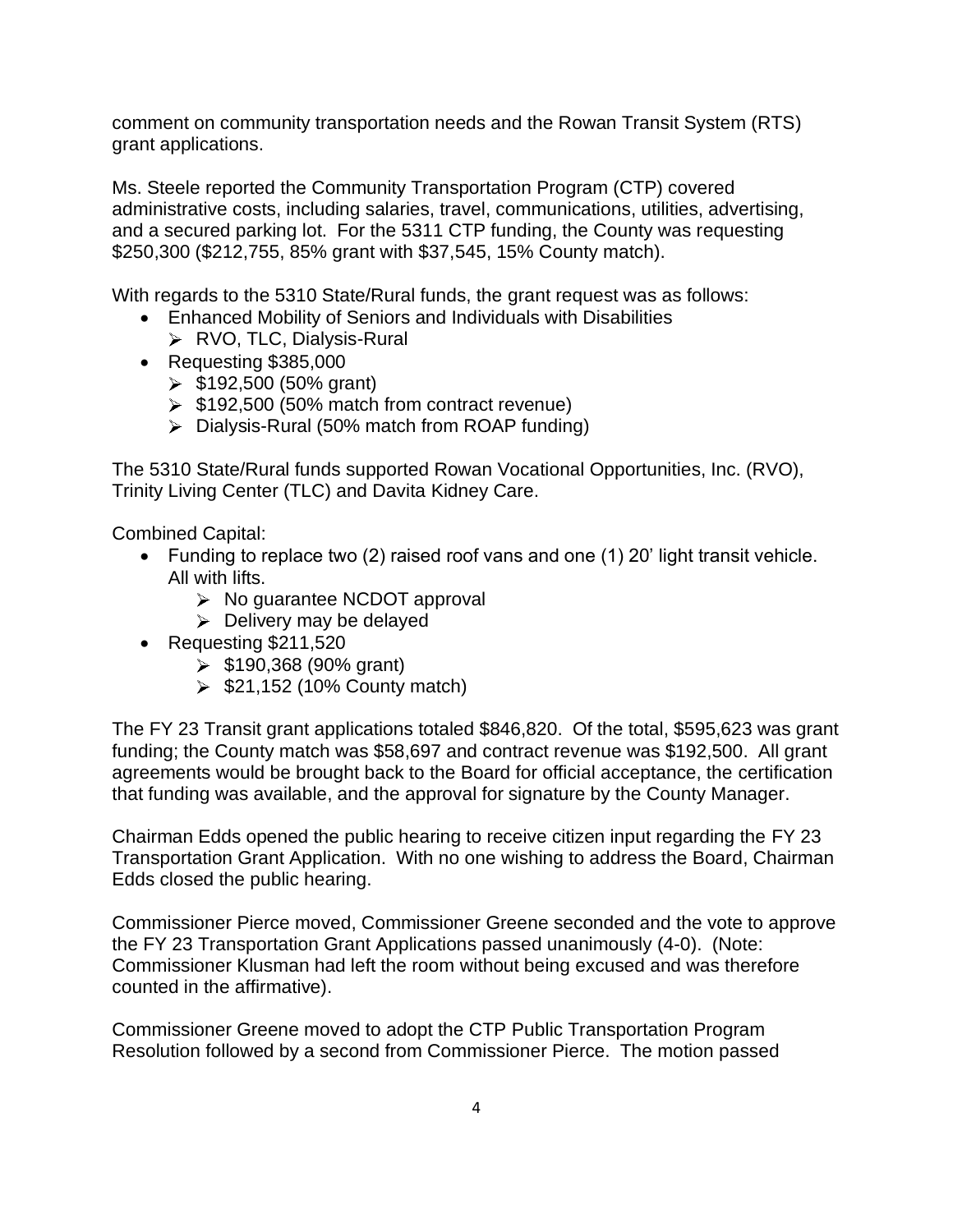comment on community transportation needs and the Rowan Transit System (RTS) grant applications.

Ms. Steele reported the Community Transportation Program (CTP) covered administrative costs, including salaries, travel, communications, utilities, advertising, and a secured parking lot. For the 5311 CTP funding, the County was requesting $250,300 ($212,755, 85% grant with $37,545, 15% County match).

With regards to the 5310 State/Rural funds, the grant request was as follows:

- Enhanced Mobility of Seniors and Individuals with Disabilities
  - RVO, TLC, Dialysis-Rural
- Requesting $385,000
  - $192,500 (50% grant)
  - $192,500 (50% match from contract revenue)
  - Dialysis-Rural (50% match from ROAP funding)

The 5310 State/Rural funds supported Rowan Vocational Opportunities, Inc. (RVO), Trinity Living Center (TLC) and Davita Kidney Care.

Combined Capital:

- Funding to replace two (2) raised roof vans and one (1) 20' light transit vehicle. All with lifts.
  - No guarantee NCDOT approval
  - Delivery may be delayed
- Requesting $211,520
  - $190,368 (90% grant)
  - $21,152 (10% County match)

The FY 23 Transit grant applications totaled $846,820. Of the total, $595,623 was grant funding; the County match was $58,697 and contract revenue was $192,500. All grant agreements would be brought back to the Board for official acceptance, the certification that funding was available, and the approval for signature by the County Manager.

Chairman Edds opened the public hearing to receive citizen input regarding the FY 23 Transportation Grant Application. With no one wishing to address the Board, Chairman Edds closed the public hearing.

Commissioner Pierce moved, Commissioner Greene seconded and the vote to approve the FY 23 Transportation Grant Applications passed unanimously (4-0). (Note: Commissioner Klusman had left the room without being excused and was therefore counted in the affirmative).

Commissioner Greene moved to adopt the CTP Public Transportation Program Resolution followed by a second from Commissioner Pierce. The motion passed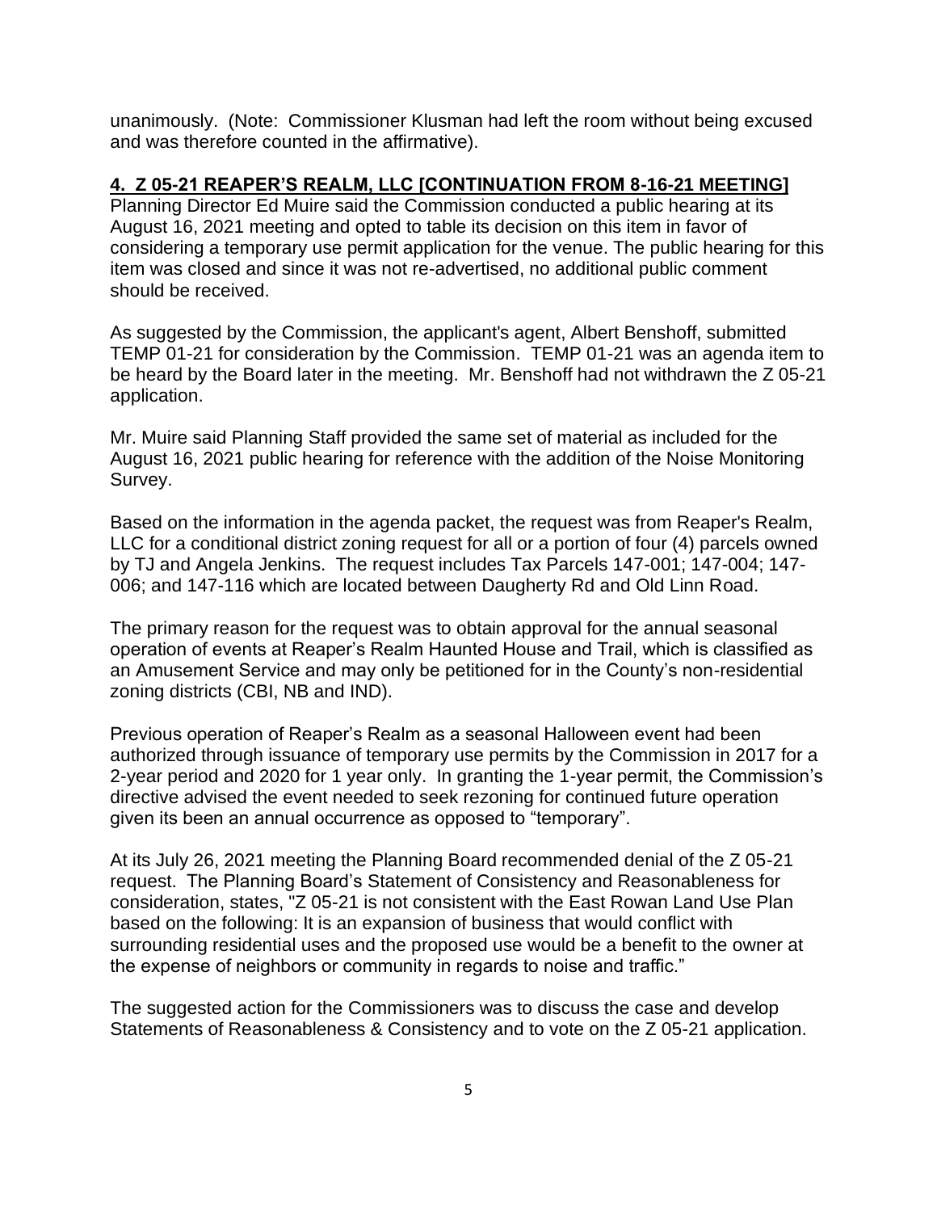unanimously. (Note: Commissioner Klusman had left the room without being excused and was therefore counted in the affirmative).

## 4. Z 05-21 REAPER'S REALM, LLC [CONTINUATION FROM 8-16-21 MEETING]

Planning Director Ed Muire said the Commission conducted a public hearing at its August 16, 2021 meeting and opted to table its decision on this item in favor of considering a temporary use permit application for the venue. The public hearing for this item was closed and since it was not re-advertised, no additional public comment should be received.

As suggested by the Commission, the applicant's agent, Albert Benshoff, submitted TEMP 01-21 for consideration by the Commission. TEMP 01-21 was an agenda item to be heard by the Board later in the meeting. Mr. Benshoff had not withdrawn the Z 05-21 application.

Mr. Muire said Planning Staff provided the same set of material as included for the August 16, 2021 public hearing for reference with the addition of the Noise Monitoring Survey.

Based on the information in the agenda packet, the request was from Reaper's Realm, LLC for a conditional district zoning request for all or a portion of four (4) parcels owned by TJ and Angela Jenkins. The request includes Tax Parcels 147-001; 147-004; 147-006; and 147-116 which are located between Daugherty Rd and Old Linn Road.

The primary reason for the request was to obtain approval for the annual seasonal operation of events at Reaper's Realm Haunted House and Trail, which is classified as an Amusement Service and may only be petitioned for in the County's non-residential zoning districts (CBI, NB and IND).

Previous operation of Reaper's Realm as a seasonal Halloween event had been authorized through issuance of temporary use permits by the Commission in 2017 for a 2-year period and 2020 for 1 year only. In granting the 1-year permit, the Commission's directive advised the event needed to seek rezoning for continued future operation given its been an annual occurrence as opposed to "temporary".

At its July 26, 2021 meeting the Planning Board recommended denial of the Z 05-21 request. The Planning Board's Statement of Consistency and Reasonableness for consideration, states, "Z 05-21 is not consistent with the East Rowan Land Use Plan based on the following: It is an expansion of business that would conflict with surrounding residential uses and the proposed use would be a benefit to the owner at the expense of neighbors or community in regards to noise and traffic."

The suggested action for the Commissioners was to discuss the case and develop Statements of Reasonableness & Consistency and to vote on the Z 05-21 application.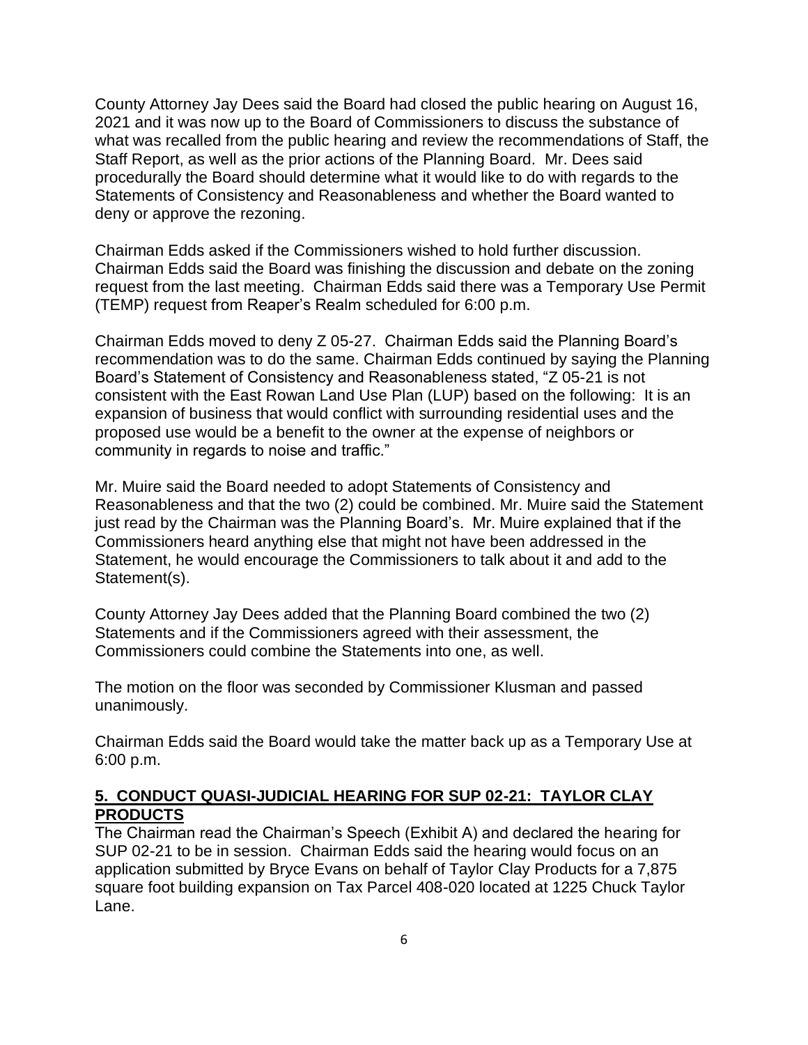County Attorney Jay Dees said the Board had closed the public hearing on August 16, 2021 and it was now up to the Board of Commissioners to discuss the substance of what was recalled from the public hearing and review the recommendations of Staff, the Staff Report, as well as the prior actions of the Planning Board. Mr. Dees said procedurally the Board should determine what it would like to do with regards to the Statements of Consistency and Reasonableness and whether the Board wanted to deny or approve the rezoning.

Chairman Edds asked if the Commissioners wished to hold further discussion. Chairman Edds said the Board was finishing the discussion and debate on the zoning request from the last meeting. Chairman Edds said there was a Temporary Use Permit (TEMP) request from Reaper's Realm scheduled for 6:00 p.m.

Chairman Edds moved to deny Z 05-27. Chairman Edds said the Planning Board's recommendation was to do the same. Chairman Edds continued by saying the Planning Board's Statement of Consistency and Reasonableness stated, "Z 05-21 is not consistent with the East Rowan Land Use Plan (LUP) based on the following: It is an expansion of business that would conflict with surrounding residential uses and the proposed use would be a benefit to the owner at the expense of neighbors or community in regards to noise and traffic."

Mr. Muire said the Board needed to adopt Statements of Consistency and Reasonableness and that the two (2) could be combined. Mr. Muire said the Statement just read by the Chairman was the Planning Board's. Mr. Muire explained that if the Commissioners heard anything else that might not have been addressed in the Statement, he would encourage the Commissioners to talk about it and add to the Statement(s).

County Attorney Jay Dees added that the Planning Board combined the two (2) Statements and if the Commissioners agreed with their assessment, the Commissioners could combine the Statements into one, as well.

The motion on the floor was seconded by Commissioner Klusman and passed unanimously.

Chairman Edds said the Board would take the matter back up as a Temporary Use at 6:00 p.m.

## 5. CONDUCT QUASI-JUDICIAL HEARING FOR SUP 02-21: TAYLOR CLAY PRODUCTS

The Chairman read the Chairman's Speech (Exhibit A) and declared the hearing for SUP 02-21 to be in session. Chairman Edds said the hearing would focus on an application submitted by Bryce Evans on behalf of Taylor Clay Products for a 7,875 square foot building expansion on Tax Parcel 408-020 located at 1225 Chuck Taylor Lane.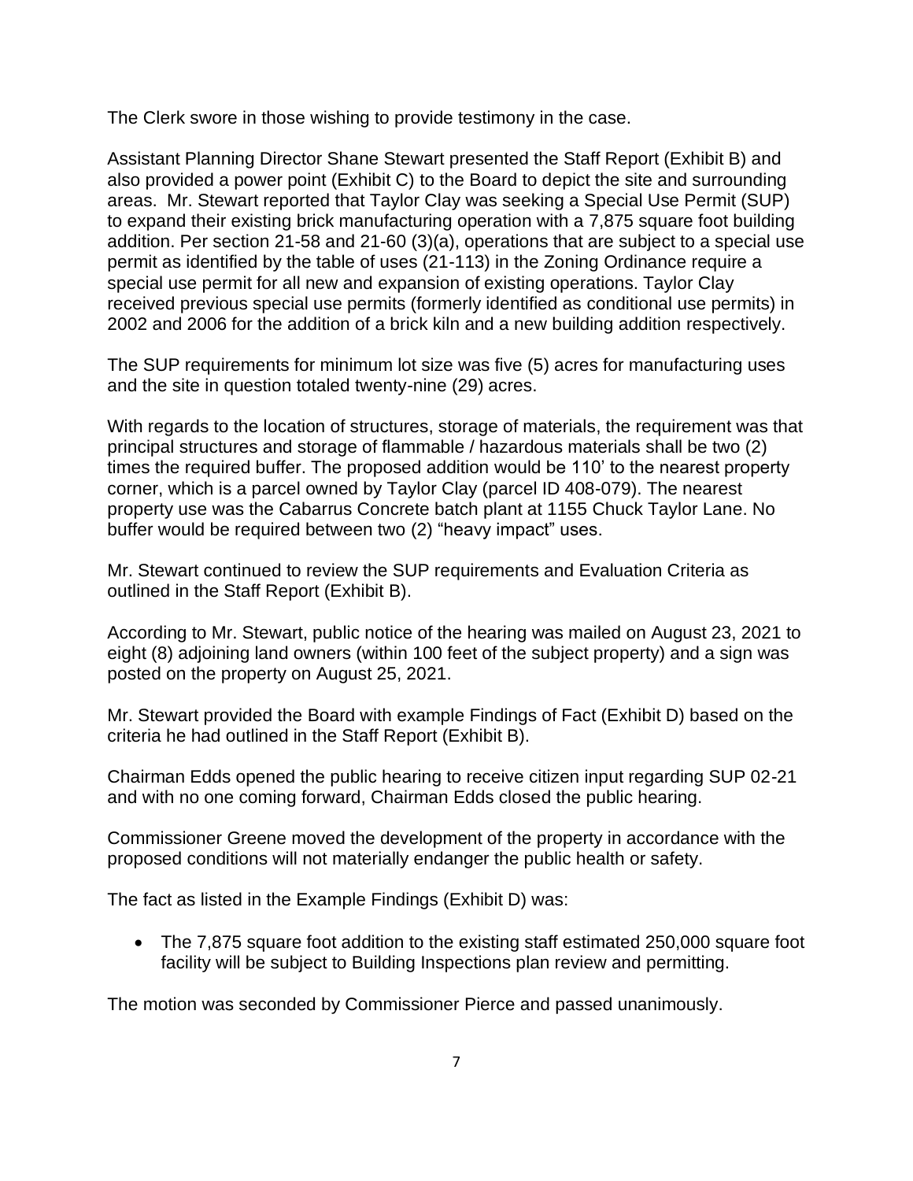The Clerk swore in those wishing to provide testimony in the case.

Assistant Planning Director Shane Stewart presented the Staff Report (Exhibit B) and also provided a power point (Exhibit C) to the Board to depict the site and surrounding areas. Mr. Stewart reported that Taylor Clay was seeking a Special Use Permit (SUP) to expand their existing brick manufacturing operation with a 7,875 square foot building addition. Per section 21-58 and 21-60 (3)(a), operations that are subject to a special use permit as identified by the table of uses (21-113) in the Zoning Ordinance require a special use permit for all new and expansion of existing operations. Taylor Clay received previous special use permits (formerly identified as conditional use permits) in 2002 and 2006 for the addition of a brick kiln and a new building addition respectively.

The SUP requirements for minimum lot size was five (5) acres for manufacturing uses and the site in question totaled twenty-nine (29) acres.

With regards to the location of structures, storage of materials, the requirement was that principal structures and storage of flammable / hazardous materials shall be two (2) times the required buffer. The proposed addition would be 110' to the nearest property corner, which is a parcel owned by Taylor Clay (parcel ID 408-079). The nearest property use was the Cabarrus Concrete batch plant at 1155 Chuck Taylor Lane. No buffer would be required between two (2) "heavy impact" uses.

Mr. Stewart continued to review the SUP requirements and Evaluation Criteria as outlined in the Staff Report (Exhibit B).

According to Mr. Stewart, public notice of the hearing was mailed on August 23, 2021 to eight (8) adjoining land owners (within 100 feet of the subject property) and a sign was posted on the property on August 25, 2021.

Mr. Stewart provided the Board with example Findings of Fact (Exhibit D) based on the criteria he had outlined in the Staff Report (Exhibit B).

Chairman Edds opened the public hearing to receive citizen input regarding SUP 02-21 and with no one coming forward, Chairman Edds closed the public hearing.

Commissioner Greene moved the development of the property in accordance with the proposed conditions will not materially endanger the public health or safety.

The fact as listed in the Example Findings (Exhibit D) was:

- The 7,875 square foot addition to the existing staff estimated 250,000 square foot facility will be subject to Building Inspections plan review and permitting.

The motion was seconded by Commissioner Pierce and passed unanimously.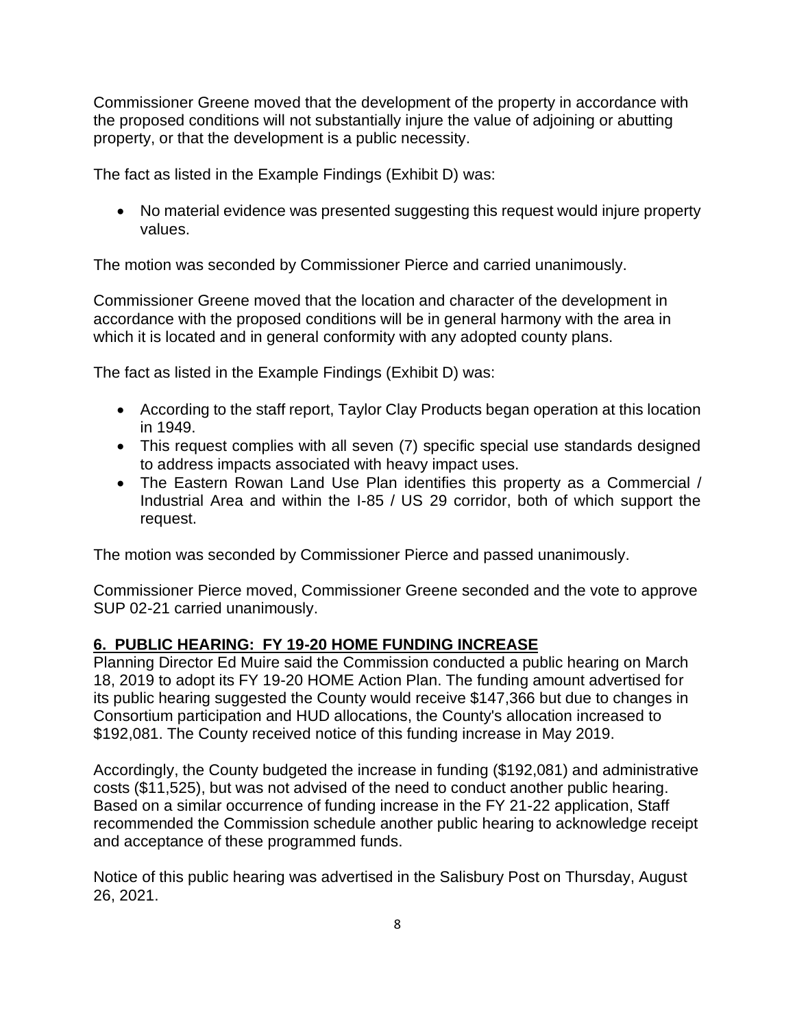Commissioner Greene moved that the development of the property in accordance with the proposed conditions will not substantially injure the value of adjoining or abutting property, or that the development is a public necessity.

The fact as listed in the Example Findings (Exhibit D) was:

- No material evidence was presented suggesting this request would injure property values.

The motion was seconded by Commissioner Pierce and carried unanimously.

Commissioner Greene moved that the location and character of the development in accordance with the proposed conditions will be in general harmony with the area in which it is located and in general conformity with any adopted county plans.

The fact as listed in the Example Findings (Exhibit D) was:

- According to the staff report, Taylor Clay Products began operation at this location in 1949.
- This request complies with all seven (7) specific special use standards designed to address impacts associated with heavy impact uses.
- The Eastern Rowan Land Use Plan identifies this property as a Commercial / Industrial Area and within the I-85 / US 29 corridor, both of which support the request.

The motion was seconded by Commissioner Pierce and passed unanimously.

Commissioner Pierce moved, Commissioner Greene seconded and the vote to approve SUP 02-21 carried unanimously.

## 6. PUBLIC HEARING: FY 19-20 HOME FUNDING INCREASE

Planning Director Ed Muire said the Commission conducted a public hearing on March 18, 2019 to adopt its FY 19-20 HOME Action Plan. The funding amount advertised for its public hearing suggested the County would receive $147,366 but due to changes in Consortium participation and HUD allocations, the County's allocation increased to $192,081. The County received notice of this funding increase in May 2019.

Accordingly, the County budgeted the increase in funding ($192,081) and administrative costs ($11,525), but was not advised of the need to conduct another public hearing. Based on a similar occurrence of funding increase in the FY 21-22 application, Staff recommended the Commission schedule another public hearing to acknowledge receipt and acceptance of these programmed funds.

Notice of this public hearing was advertised in the Salisbury Post on Thursday, August 26, 2021.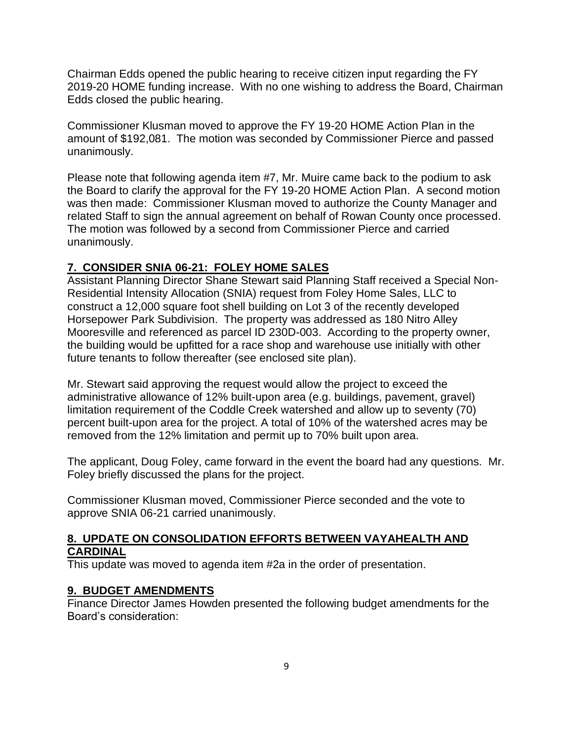Chairman Edds opened the public hearing to receive citizen input regarding the FY 2019-20 HOME funding increase. With no one wishing to address the Board, Chairman Edds closed the public hearing.

Commissioner Klusman moved to approve the FY 19-20 HOME Action Plan in the amount of $192,081. The motion was seconded by Commissioner Pierce and passed unanimously.

Please note that following agenda item #7, Mr. Muire came back to the podium to ask the Board to clarify the approval for the FY 19-20 HOME Action Plan. A second motion was then made: Commissioner Klusman moved to authorize the County Manager and related Staff to sign the annual agreement on behalf of Rowan County once processed. The motion was followed by a second from Commissioner Pierce and carried unanimously.

## 7. CONSIDER SNIA 06-21: FOLEY HOME SALES

Assistant Planning Director Shane Stewart said Planning Staff received a Special Non-Residential Intensity Allocation (SNIA) request from Foley Home Sales, LLC to construct a 12,000 square foot shell building on Lot 3 of the recently developed Horsepower Park Subdivision. The property was addressed as 180 Nitro Alley Mooresville and referenced as parcel ID 230D-003. According to the property owner, the building would be upfitted for a race shop and warehouse use initially with other future tenants to follow thereafter (see enclosed site plan).

Mr. Stewart said approving the request would allow the project to exceed the administrative allowance of 12% built-upon area (e.g. buildings, pavement, gravel) limitation requirement of the Coddle Creek watershed and allow up to seventy (70) percent built-upon area for the project. A total of 10% of the watershed acres may be removed from the 12% limitation and permit up to 70% built upon area.

The applicant, Doug Foley, came forward in the event the board had any questions. Mr. Foley briefly discussed the plans for the project.

Commissioner Klusman moved, Commissioner Pierce seconded and the vote to approve SNIA 06-21 carried unanimously.

## 8. UPDATE ON CONSOLIDATION EFFORTS BETWEEN VAYAHEALTH AND CARDINAL

This update was moved to agenda item #2a in the order of presentation.

## 9. BUDGET AMENDMENTS

Finance Director James Howden presented the following budget amendments for the Board's consideration: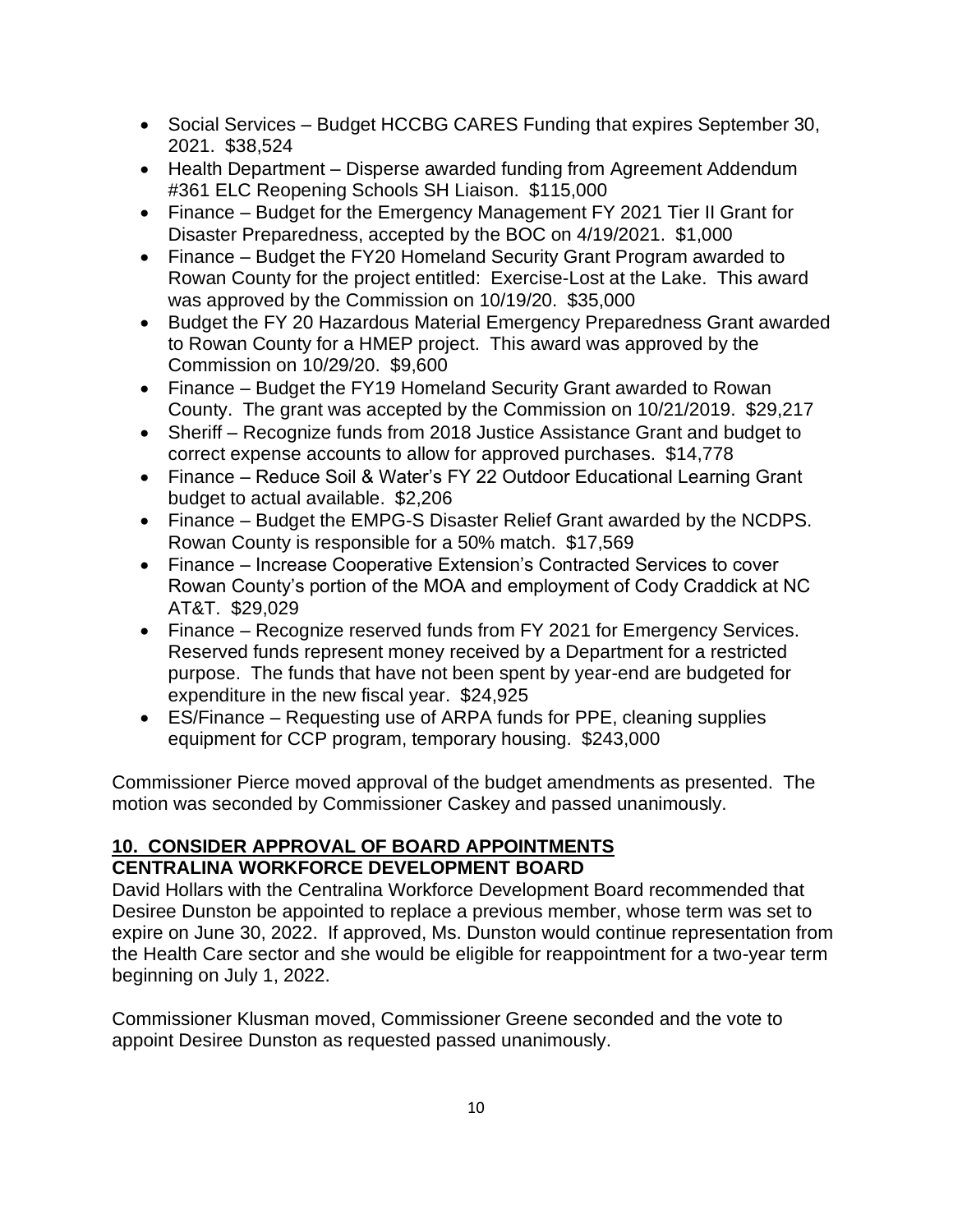- Social Services – Budget HCCBG CARES Funding that expires September 30, 2021. $38,524
- Health Department – Disperse awarded funding from Agreement Addendum #361 ELC Reopening Schools SH Liaison. $115,000
- Finance – Budget for the Emergency Management FY 2021 Tier II Grant for Disaster Preparedness, accepted by the BOC on 4/19/2021. $1,000
- Finance – Budget the FY20 Homeland Security Grant Program awarded to Rowan County for the project entitled: Exercise-Lost at the Lake. This award was approved by the Commission on 10/19/20. $35,000
- Budget the FY 20 Hazardous Material Emergency Preparedness Grant awarded to Rowan County for a HMEP project. This award was approved by the Commission on 10/29/20. $9,600
- Finance – Budget the FY19 Homeland Security Grant awarded to Rowan County. The grant was accepted by the Commission on 10/21/2019. $29,217
- Sheriff – Recognize funds from 2018 Justice Assistance Grant and budget to correct expense accounts to allow for approved purchases. $14,778
- Finance – Reduce Soil & Water's FY 22 Outdoor Educational Learning Grant budget to actual available. $2,206
- Finance – Budget the EMPG-S Disaster Relief Grant awarded by the NCDPS. Rowan County is responsible for a 50% match. $17,569
- Finance – Increase Cooperative Extension's Contracted Services to cover Rowan County's portion of the MOA and employment of Cody Craddick at NC AT&T. $29,029
- Finance – Recognize reserved funds from FY 2021 for Emergency Services. Reserved funds represent money received by a Department for a restricted purpose. The funds that have not been spent by year-end are budgeted for expenditure in the new fiscal year. $24,925
- ES/Finance – Requesting use of ARPA funds for PPE, cleaning supplies equipment for CCP program, temporary housing. $243,000

Commissioner Pierce moved approval of the budget amendments as presented. The motion was seconded by Commissioner Caskey and passed unanimously.

## 10. CONSIDER APPROVAL OF BOARD APPOINTMENTS

### CENTRALINA WORKFORCE DEVELOPMENT BOARD

David Hollars with the Centralina Workforce Development Board recommended that Desiree Dunston be appointed to replace a previous member, whose term was set to expire on June 30, 2022. If approved, Ms. Dunston would continue representation from the Health Care sector and she would be eligible for reappointment for a two-year term beginning on July 1, 2022.

Commissioner Klusman moved, Commissioner Greene seconded and the vote to appoint Desiree Dunston as requested passed unanimously.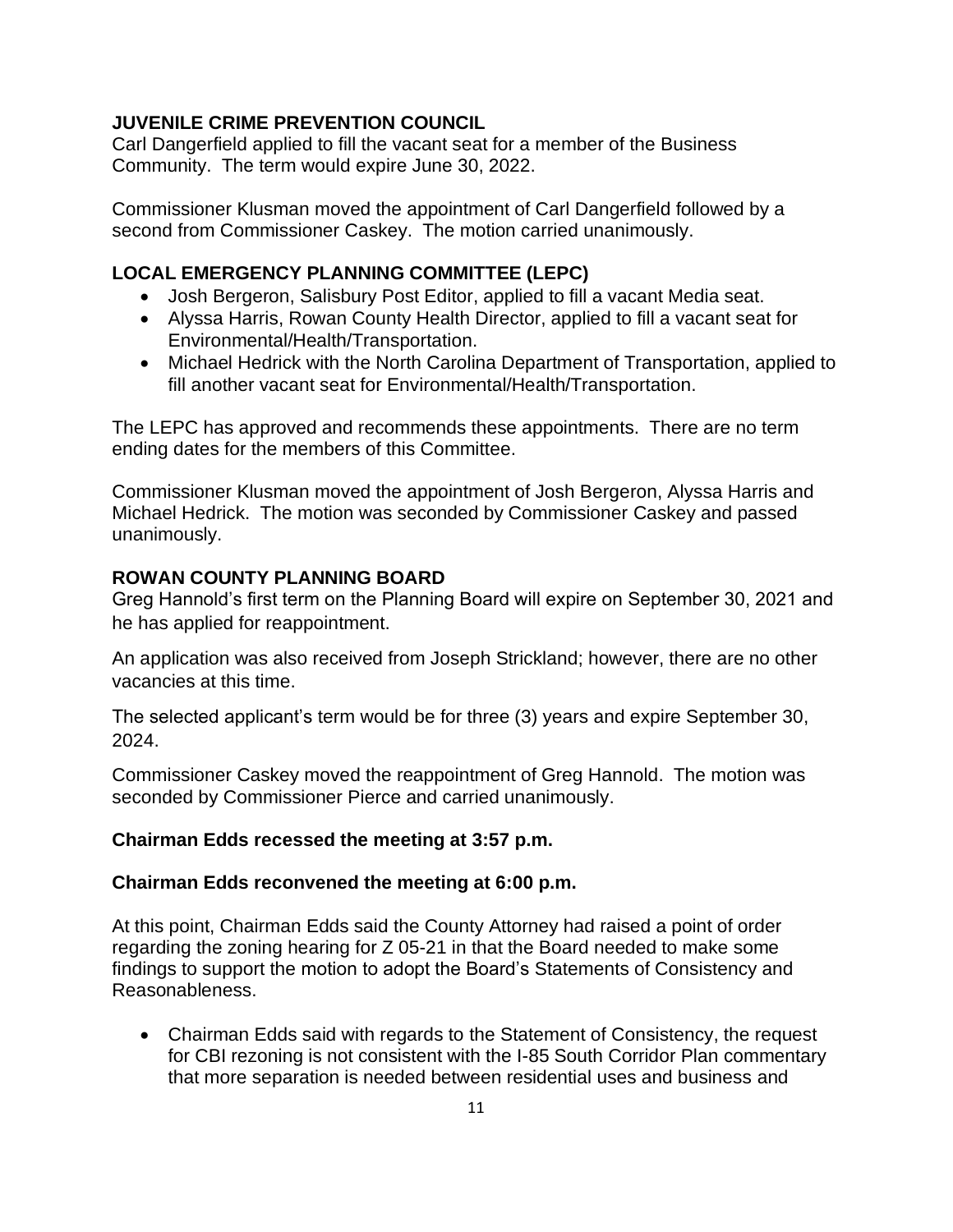**JUVENILE CRIME PREVENTION COUNCIL**

Carl Dangerfield applied to fill the vacant seat for a member of the Business Community. The term would expire June 30, 2022.

Commissioner Klusman moved the appointment of Carl Dangerfield followed by a second from Commissioner Caskey. The motion carried unanimously.

**LOCAL EMERGENCY PLANNING COMMITTEE (LEPC)**

- Josh Bergeron, Salisbury Post Editor, applied to fill a vacant Media seat.
- Alyssa Harris, Rowan County Health Director, applied to fill a vacant seat for Environmental/Health/Transportation.
- Michael Hedrick with the North Carolina Department of Transportation, applied to fill another vacant seat for Environmental/Health/Transportation.

The LEPC has approved and recommends these appointments. There are no term ending dates for the members of this Committee.

Commissioner Klusman moved the appointment of Josh Bergeron, Alyssa Harris and Michael Hedrick. The motion was seconded by Commissioner Caskey and passed unanimously.

**ROWAN COUNTY PLANNING BOARD**

Greg Hannold's first term on the Planning Board will expire on September 30, 2021 and he has applied for reappointment.

An application was also received from Joseph Strickland; however, there are no other vacancies at this time.

The selected applicant's term would be for three (3) years and expire September 30, 2024.

Commissioner Caskey moved the reappointment of Greg Hannold. The motion was seconded by Commissioner Pierce and carried unanimously.

**Chairman Edds recessed the meeting at 3:57 p.m.**

**Chairman Edds reconvened the meeting at 6:00 p.m.**

At this point, Chairman Edds said the County Attorney had raised a point of order regarding the zoning hearing for Z 05-21 in that the Board needed to make some findings to support the motion to adopt the Board's Statements of Consistency and Reasonableness.

- Chairman Edds said with regards to the Statement of Consistency, the request for CBI rezoning is not consistent with the I-85 South Corridor Plan commentary that more separation is needed between residential uses and business and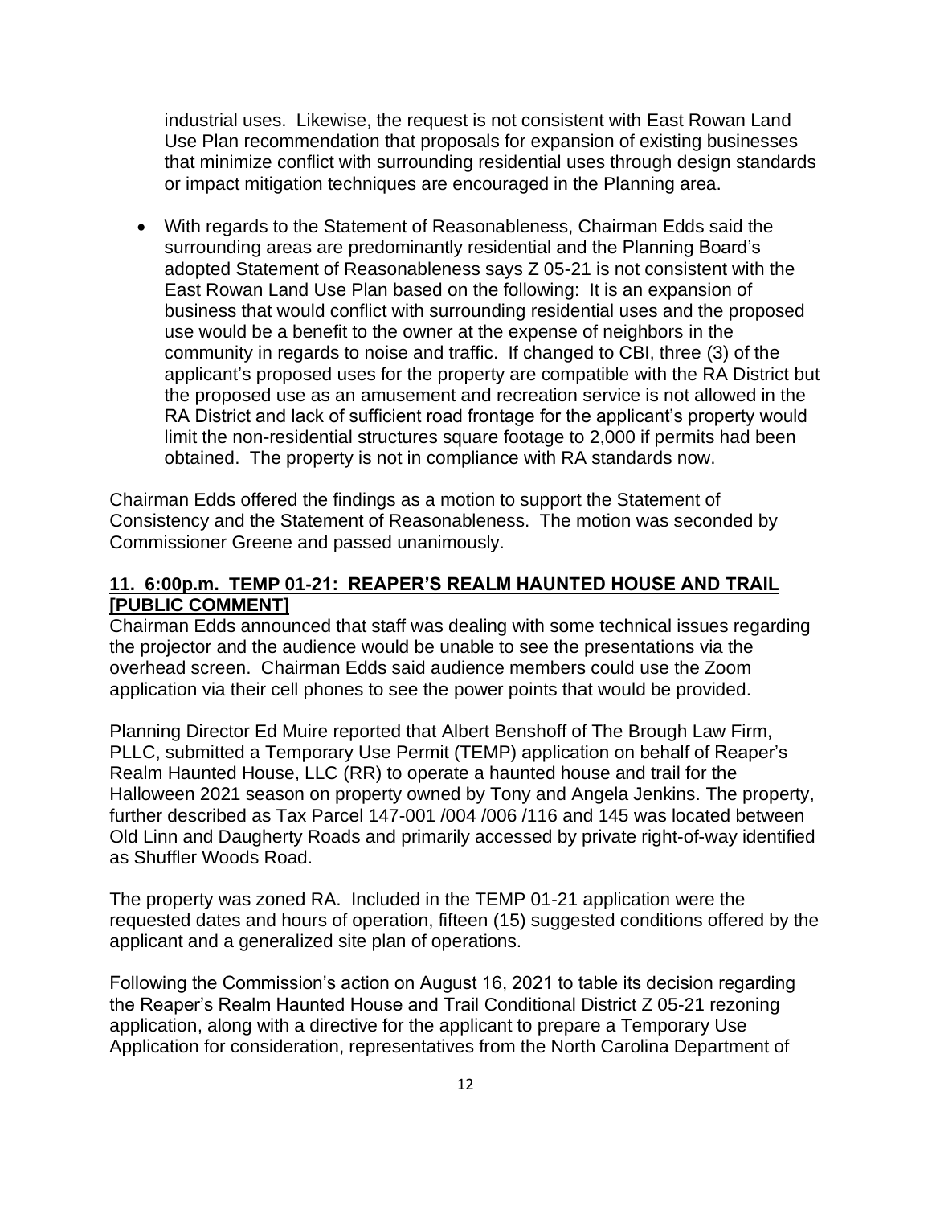industrial uses. Likewise, the request is not consistent with East Rowan Land Use Plan recommendation that proposals for expansion of existing businesses that minimize conflict with surrounding residential uses through design standards or impact mitigation techniques are encouraged in the Planning area.

- With regards to the Statement of Reasonableness, Chairman Edds said the surrounding areas are predominantly residential and the Planning Board's adopted Statement of Reasonableness says Z 05-21 is not consistent with the East Rowan Land Use Plan based on the following: It is an expansion of business that would conflict with surrounding residential uses and the proposed use would be a benefit to the owner at the expense of neighbors in the community in regards to noise and traffic. If changed to CBI, three (3) of the applicant's proposed uses for the property are compatible with the RA District but the proposed use as an amusement and recreation service is not allowed in the RA District and lack of sufficient road frontage for the applicant's property would limit the non-residential structures square footage to 2,000 if permits had been obtained. The property is not in compliance with RA standards now.

Chairman Edds offered the findings as a motion to support the Statement of Consistency and the Statement of Reasonableness. The motion was seconded by Commissioner Greene and passed unanimously.

## 11. 6:00p.m. TEMP 01-21: REAPER'S REALM HAUNTED HOUSE AND TRAIL [PUBLIC COMMENT]

Chairman Edds announced that staff was dealing with some technical issues regarding the projector and the audience would be unable to see the presentations via the overhead screen. Chairman Edds said audience members could use the Zoom application via their cell phones to see the power points that would be provided.

Planning Director Ed Muire reported that Albert Benshoff of The Brough Law Firm, PLLC, submitted a Temporary Use Permit (TEMP) application on behalf of Reaper's Realm Haunted House, LLC (RR) to operate a haunted house and trail for the Halloween 2021 season on property owned by Tony and Angela Jenkins. The property, further described as Tax Parcel 147-001 /004 /006 /116 and 145 was located between Old Linn and Daugherty Roads and primarily accessed by private right-of-way identified as Shuffler Woods Road.

The property was zoned RA. Included in the TEMP 01-21 application were the requested dates and hours of operation, fifteen (15) suggested conditions offered by the applicant and a generalized site plan of operations.

Following the Commission's action on August 16, 2021 to table its decision regarding the Reaper's Realm Haunted House and Trail Conditional District Z 05-21 rezoning application, along with a directive for the applicant to prepare a Temporary Use Application for consideration, representatives from the North Carolina Department of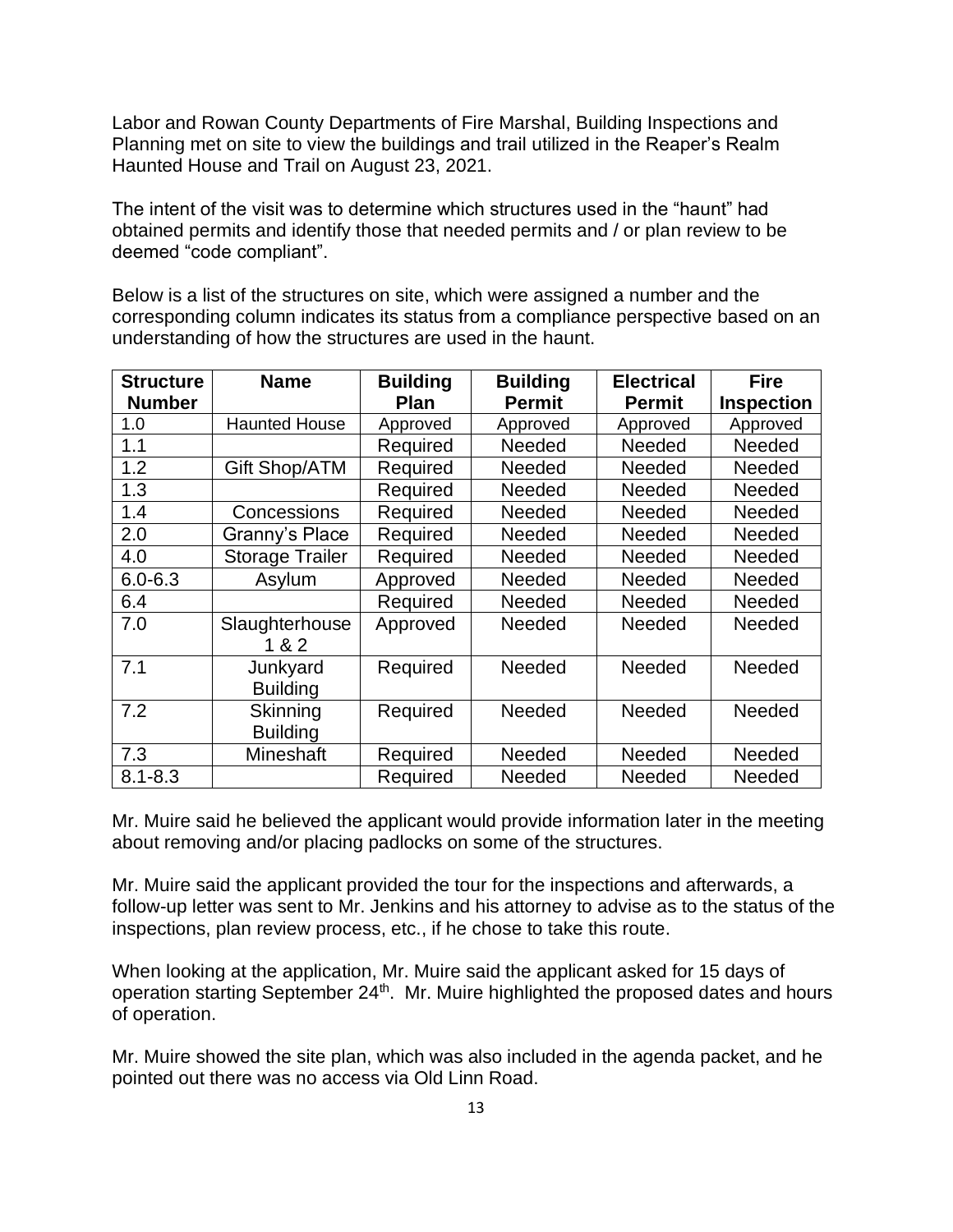Labor and Rowan County Departments of Fire Marshal, Building Inspections and Planning met on site to view the buildings and trail utilized in the Reaper's Realm Haunted House and Trail on August 23, 2021.

The intent of the visit was to determine which structures used in the "haunt" had obtained permits and identify those that needed permits and / or plan review to be deemed "code compliant".

Below is a list of the structures on site, which were assigned a number and the corresponding column indicates its status from a compliance perspective based on an understanding of how the structures are used in the haunt.

| Structure Number | Name | Building Plan | Building Permit | Electrical Permit | Fire Inspection |
|---|---|---|---|---|---|
| 1.0 | Haunted House | Approved | Approved | Approved | Approved |
| 1.1 | | Required | Needed | Needed | Needed |
| 1.2 | Gift Shop/ATM | Required | Needed | Needed | Needed |
| 1.3 | | Required | Needed | Needed | Needed |
| 1.4 | Concessions | Required | Needed | Needed | Needed |
| 2.0 | Granny's Place | Required | Needed | Needed | Needed |
| 4.0 | Storage Trailer | Required | Needed | Needed | Needed |
| 6.0-6.3 | Asylum | Approved | Needed | Needed | Needed |
| 6.4 | | Required | Needed | Needed | Needed |
| 7.0 | Slaughterhouse 1 & 2 | Approved | Needed | Needed | Needed |
| 7.1 | Junkyard Building | Required | Needed | Needed | Needed |
| 7.2 | Skinning Building | Required | Needed | Needed | Needed |
| 7.3 | Mineshaft | Required | Needed | Needed | Needed |
| 8.1-8.3 | | Required | Needed | Needed | Needed |

Mr. Muire said he believed the applicant would provide information later in the meeting about removing and/or placing padlocks on some of the structures.

Mr. Muire said the applicant provided the tour for the inspections and afterwards, a follow-up letter was sent to Mr. Jenkins and his attorney to advise as to the status of the inspections, plan review process, etc., if he chose to take this route.

When looking at the application, Mr. Muire said the applicant asked for 15 days of operation starting September 24th. Mr. Muire highlighted the proposed dates and hours of operation.

Mr. Muire showed the site plan, which was also included in the agenda packet, and he pointed out there was no access via Old Linn Road.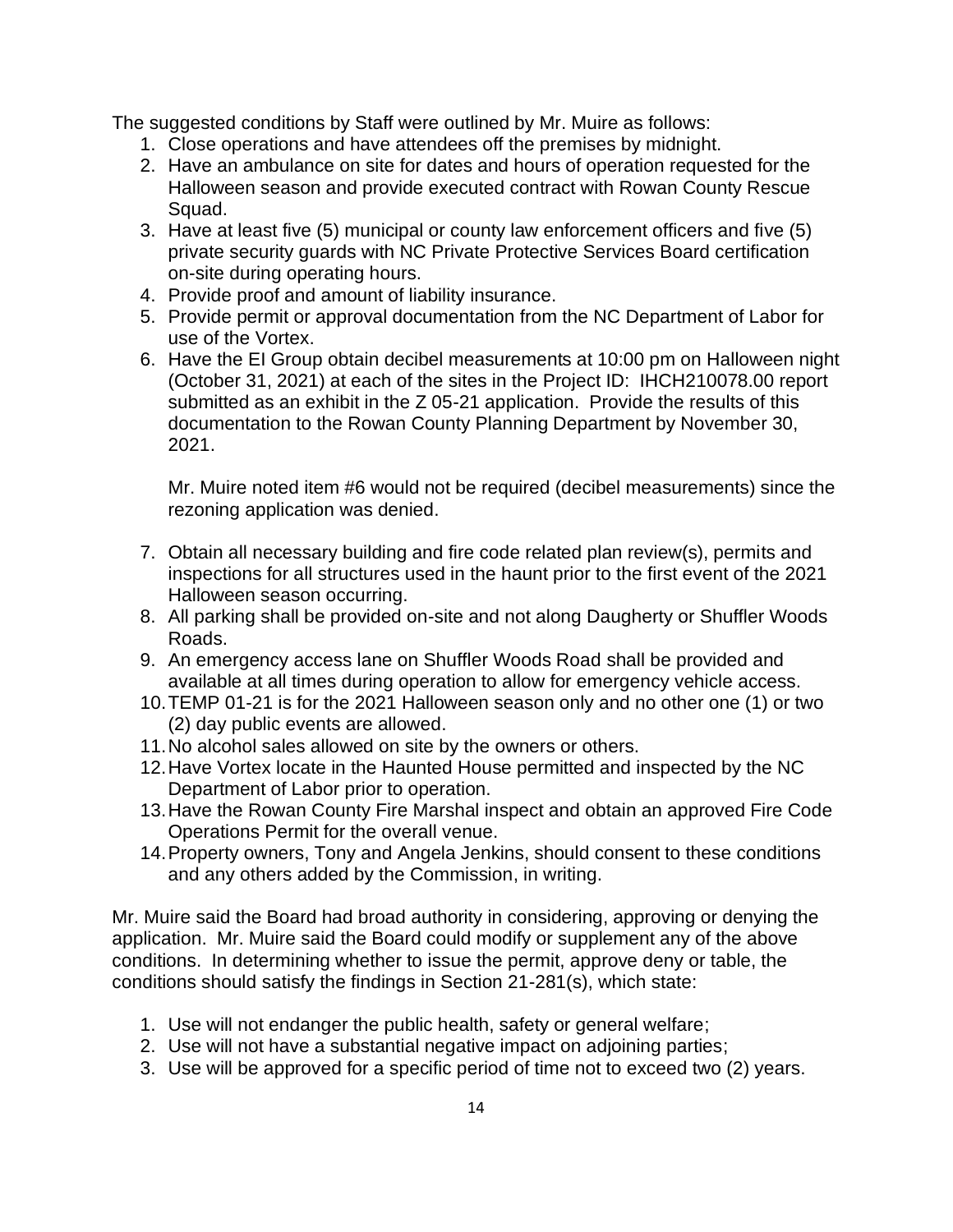The suggested conditions by Staff were outlined by Mr. Muire as follows:

1. Close operations and have attendees off the premises by midnight.
2. Have an ambulance on site for dates and hours of operation requested for the Halloween season and provide executed contract with Rowan County Rescue Squad.
3. Have at least five (5) municipal or county law enforcement officers and five (5) private security guards with NC Private Protective Services Board certification on-site during operating hours.
4. Provide proof and amount of liability insurance.
5. Provide permit or approval documentation from the NC Department of Labor for use of the Vortex.
6. Have the EI Group obtain decibel measurements at 10:00 pm on Halloween night (October 31, 2021) at each of the sites in the Project ID: IHCH210078.00 report submitted as an exhibit in the Z 05-21 application. Provide the results of this documentation to the Rowan County Planning Department by November 30, 2021.

   Mr. Muire noted item #6 would not be required (decibel measurements) since the rezoning application was denied.

7. Obtain all necessary building and fire code related plan review(s), permits and inspections for all structures used in the haunt prior to the first event of the 2021 Halloween season occurring.
8. All parking shall be provided on-site and not along Daugherty or Shuffler Woods Roads.
9. An emergency access lane on Shuffler Woods Road shall be provided and available at all times during operation to allow for emergency vehicle access.
10. TEMP 01-21 is for the 2021 Halloween season only and no other one (1) or two (2) day public events are allowed.
11. No alcohol sales allowed on site by the owners or others.
12. Have Vortex locate in the Haunted House permitted and inspected by the NC Department of Labor prior to operation.
13. Have the Rowan County Fire Marshal inspect and obtain an approved Fire Code Operations Permit for the overall venue.
14. Property owners, Tony and Angela Jenkins, should consent to these conditions and any others added by the Commission, in writing.

Mr. Muire said the Board had broad authority in considering, approving or denying the application. Mr. Muire said the Board could modify or supplement any of the above conditions. In determining whether to issue the permit, approve deny or table, the conditions should satisfy the findings in Section 21-281(s), which state:

1. Use will not endanger the public health, safety or general welfare;
2. Use will not have a substantial negative impact on adjoining parties;
3. Use will be approved for a specific period of time not to exceed two (2) years.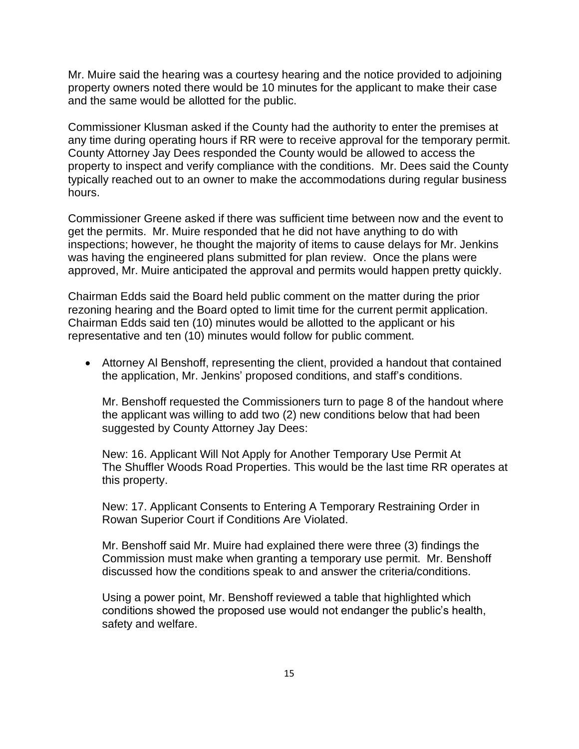Mr. Muire said the hearing was a courtesy hearing and the notice provided to adjoining property owners noted there would be 10 minutes for the applicant to make their case and the same would be allotted for the public.

Commissioner Klusman asked if the County had the authority to enter the premises at any time during operating hours if RR were to receive approval for the temporary permit. County Attorney Jay Dees responded the County would be allowed to access the property to inspect and verify compliance with the conditions. Mr. Dees said the County typically reached out to an owner to make the accommodations during regular business hours.

Commissioner Greene asked if there was sufficient time between now and the event to get the permits. Mr. Muire responded that he did not have anything to do with inspections; however, he thought the majority of items to cause delays for Mr. Jenkins was having the engineered plans submitted for plan review. Once the plans were approved, Mr. Muire anticipated the approval and permits would happen pretty quickly.

Chairman Edds said the Board held public comment on the matter during the prior rezoning hearing and the Board opted to limit time for the current permit application. Chairman Edds said ten (10) minutes would be allotted to the applicant or his representative and ten (10) minutes would follow for public comment.

- Attorney Al Benshoff, representing the client, provided a handout that contained the application, Mr. Jenkins' proposed conditions, and staff's conditions.

  Mr. Benshoff requested the Commissioners turn to page 8 of the handout where the applicant was willing to add two (2) new conditions below that had been suggested by County Attorney Jay Dees:

  New: 16. Applicant Will Not Apply for Another Temporary Use Permit At The Shuffler Woods Road Properties. This would be the last time RR operates at this property.

  New: 17. Applicant Consents to Entering A Temporary Restraining Order in Rowan Superior Court if Conditions Are Violated.

  Mr. Benshoff said Mr. Muire had explained there were three (3) findings the Commission must make when granting a temporary use permit. Mr. Benshoff discussed how the conditions speak to and answer the criteria/conditions.

  Using a power point, Mr. Benshoff reviewed a table that highlighted which conditions showed the proposed use would not endanger the public's health, safety and welfare.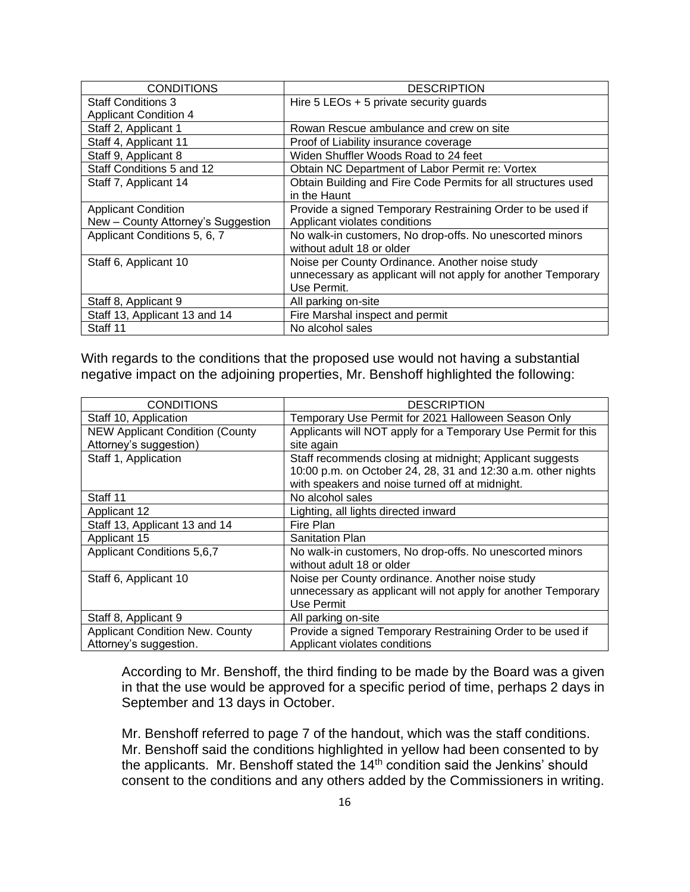| CONDITIONS | DESCRIPTION |
| --- | --- |
| Staff Conditions 3<br>Applicant Condition 4 | Hire 5 LEOs + 5 private security guards |
| Staff 2, Applicant 1 | Rowan Rescue ambulance and crew on site |
| Staff 4, Applicant 11 | Proof of Liability insurance coverage |
| Staff 9, Applicant 8 | Widen Shuffler Woods Road to 24 feet |
| Staff Conditions 5 and 12 | Obtain NC Department of Labor Permit re: Vortex |
| Staff 7, Applicant 14 | Obtain Building and Fire Code Permits for all structures used in the Haunt |
| Applicant Condition<br>New – County Attorney's Suggestion | Provide a signed Temporary Restraining Order to be used if Applicant violates conditions |
| Applicant Conditions 5, 6, 7 | No walk-in customers, No drop-offs. No unescorted minors without adult 18 or older |
| Staff 6, Applicant 10 | Noise per County Ordinance. Another noise study unnecessary as applicant will not apply for another Temporary Use Permit. |
| Staff 8, Applicant 9 | All parking on-site |
| Staff 13, Applicant 13 and 14 | Fire Marshal inspect and permit |
| Staff 11 | No alcohol sales |

With regards to the conditions that the proposed use would not having a substantial negative impact on the adjoining properties, Mr. Benshoff highlighted the following:

| CONDITIONS | DESCRIPTION |
| --- | --- |
| Staff 10, Application | Temporary Use Permit for 2021 Halloween Season Only |
| NEW Applicant Condition (County Attorney's suggestion) | Applicants will NOT apply for a Temporary Use Permit for this site again |
| Staff 1, Application | Staff recommends closing at midnight; Applicant suggests 10:00 p.m. on October 24, 28, 31 and 12:30 a.m. other nights with speakers and noise turned off at midnight. |
| Staff 11 | No alcohol sales |
| Applicant 12 | Lighting, all lights directed inward |
| Staff 13, Applicant 13 and 14 | Fire Plan |
| Applicant 15 | Sanitation Plan |
| Applicant Conditions 5,6,7 | No walk-in customers, No drop-offs. No unescorted minors without adult 18 or older |
| Staff 6, Applicant 10 | Noise per County ordinance. Another noise study unnecessary as applicant will not apply for another Temporary Use Permit |
| Staff 8, Applicant 9 | All parking on-site |
| Applicant Condition New. County Attorney's suggestion. | Provide a signed Temporary Restraining Order to be used if Applicant violates conditions |

According to Mr. Benshoff, the third finding to be made by the Board was a given in that the use would be approved for a specific period of time, perhaps 2 days in September and 13 days in October.

Mr. Benshoff referred to page 7 of the handout, which was the staff conditions. Mr. Benshoff said the conditions highlighted in yellow had been consented to by the applicants. Mr. Benshoff stated the 14th condition said the Jenkins' should consent to the conditions and any others added by the Commissioners in writing.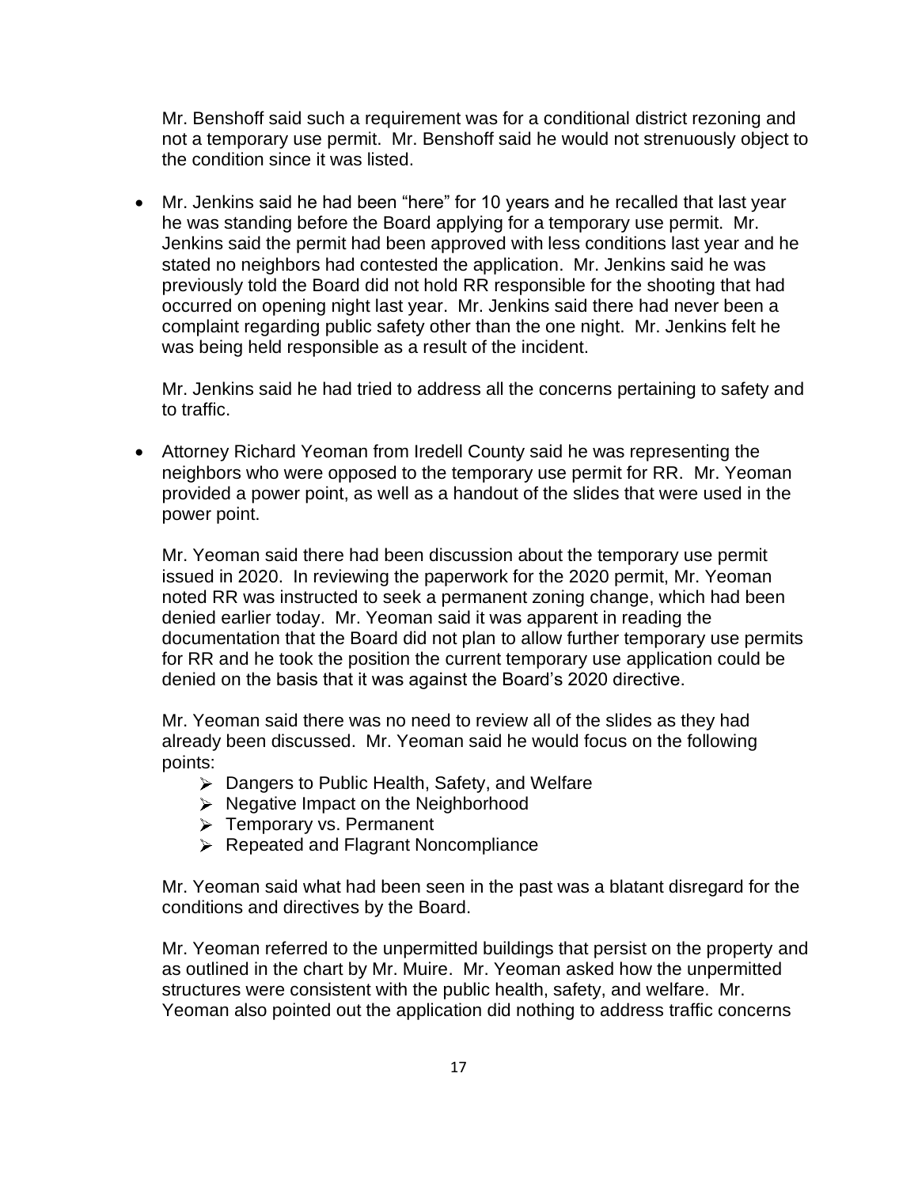Mr. Benshoff said such a requirement was for a conditional district rezoning and not a temporary use permit. Mr. Benshoff said he would not strenuously object to the condition since it was listed.

- Mr. Jenkins said he had been "here" for 10 years and he recalled that last year he was standing before the Board applying for a temporary use permit. Mr. Jenkins said the permit had been approved with less conditions last year and he stated no neighbors had contested the application. Mr. Jenkins said he was previously told the Board did not hold RR responsible for the shooting that had occurred on opening night last year. Mr. Jenkins said there had never been a complaint regarding public safety other than the one night. Mr. Jenkins felt he was being held responsible as a result of the incident.

  Mr. Jenkins said he had tried to address all the concerns pertaining to safety and to traffic.

- Attorney Richard Yeoman from Iredell County said he was representing the neighbors who were opposed to the temporary use permit for RR. Mr. Yeoman provided a power point, as well as a handout of the slides that were used in the power point.

  Mr. Yeoman said there had been discussion about the temporary use permit issued in 2020. In reviewing the paperwork for the 2020 permit, Mr. Yeoman noted RR was instructed to seek a permanent zoning change, which had been denied earlier today. Mr. Yeoman said it was apparent in reading the documentation that the Board did not plan to allow further temporary use permits for RR and he took the position the current temporary use application could be denied on the basis that it was against the Board's 2020 directive.

  Mr. Yeoman said there was no need to review all of the slides as they had already been discussed. Mr. Yeoman said he would focus on the following points:

  - Dangers to Public Health, Safety, and Welfare
  - Negative Impact on the Neighborhood
  - Temporary vs. Permanent
  - Repeated and Flagrant Noncompliance

  Mr. Yeoman said what had been seen in the past was a blatant disregard for the conditions and directives by the Board.

  Mr. Yeoman referred to the unpermitted buildings that persist on the property and as outlined in the chart by Mr. Muire. Mr. Yeoman asked how the unpermitted structures were consistent with the public health, safety, and welfare. Mr. Yeoman also pointed out the application did nothing to address traffic concerns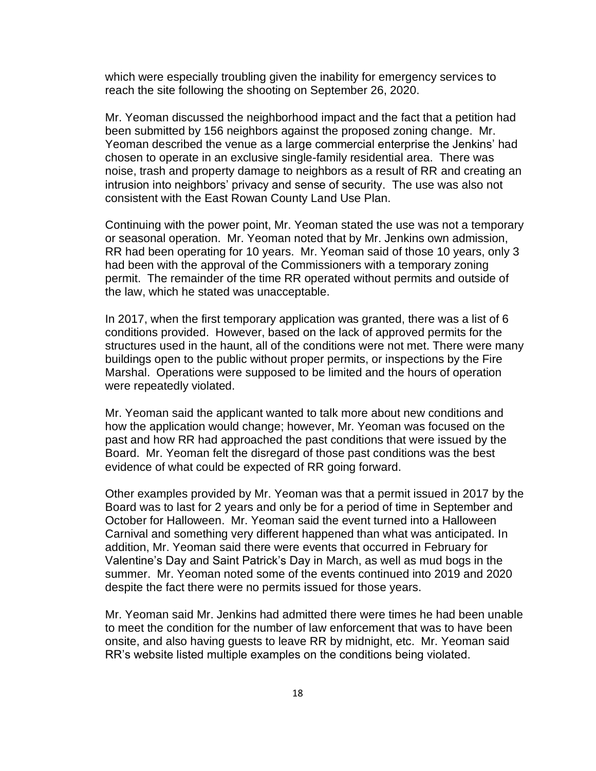which were especially troubling given the inability for emergency services to reach the site following the shooting on September 26, 2020.

Mr. Yeoman discussed the neighborhood impact and the fact that a petition had been submitted by 156 neighbors against the proposed zoning change. Mr. Yeoman described the venue as a large commercial enterprise the Jenkins' had chosen to operate in an exclusive single-family residential area. There was noise, trash and property damage to neighbors as a result of RR and creating an intrusion into neighbors' privacy and sense of security. The use was also not consistent with the East Rowan County Land Use Plan.

Continuing with the power point, Mr. Yeoman stated the use was not a temporary or seasonal operation. Mr. Yeoman noted that by Mr. Jenkins own admission, RR had been operating for 10 years. Mr. Yeoman said of those 10 years, only 3 had been with the approval of the Commissioners with a temporary zoning permit. The remainder of the time RR operated without permits and outside of the law, which he stated was unacceptable.

In 2017, when the first temporary application was granted, there was a list of 6 conditions provided. However, based on the lack of approved permits for the structures used in the haunt, all of the conditions were not met. There were many buildings open to the public without proper permits, or inspections by the Fire Marshal. Operations were supposed to be limited and the hours of operation were repeatedly violated.

Mr. Yeoman said the applicant wanted to talk more about new conditions and how the application would change; however, Mr. Yeoman was focused on the past and how RR had approached the past conditions that were issued by the Board. Mr. Yeoman felt the disregard of those past conditions was the best evidence of what could be expected of RR going forward.

Other examples provided by Mr. Yeoman was that a permit issued in 2017 by the Board was to last for 2 years and only be for a period of time in September and October for Halloween. Mr. Yeoman said the event turned into a Halloween Carnival and something very different happened than what was anticipated. In addition, Mr. Yeoman said there were events that occurred in February for Valentine's Day and Saint Patrick's Day in March, as well as mud bogs in the summer. Mr. Yeoman noted some of the events continued into 2019 and 2020 despite the fact there were no permits issued for those years.

Mr. Yeoman said Mr. Jenkins had admitted there were times he had been unable to meet the condition for the number of law enforcement that was to have been onsite, and also having guests to leave RR by midnight, etc. Mr. Yeoman said RR's website listed multiple examples on the conditions being violated.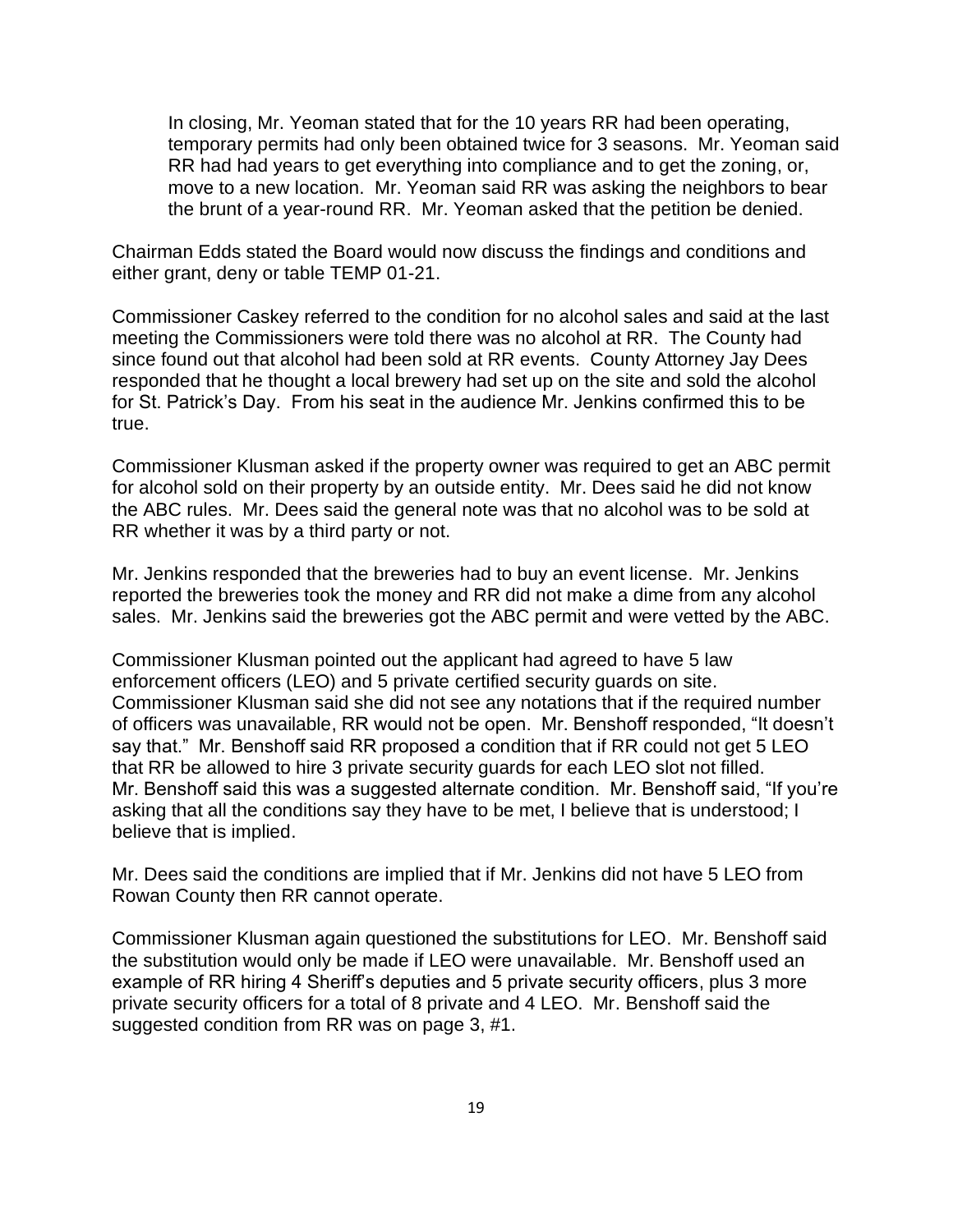In closing, Mr. Yeoman stated that for the 10 years RR had been operating, temporary permits had only been obtained twice for 3 seasons. Mr. Yeoman said RR had had years to get everything into compliance and to get the zoning, or, move to a new location. Mr. Yeoman said RR was asking the neighbors to bear the brunt of a year-round RR. Mr. Yeoman asked that the petition be denied.

Chairman Edds stated the Board would now discuss the findings and conditions and either grant, deny or table TEMP 01-21.

Commissioner Caskey referred to the condition for no alcohol sales and said at the last meeting the Commissioners were told there was no alcohol at RR. The County had since found out that alcohol had been sold at RR events. County Attorney Jay Dees responded that he thought a local brewery had set up on the site and sold the alcohol for St. Patrick's Day. From his seat in the audience Mr. Jenkins confirmed this to be true.

Commissioner Klusman asked if the property owner was required to get an ABC permit for alcohol sold on their property by an outside entity. Mr. Dees said he did not know the ABC rules. Mr. Dees said the general note was that no alcohol was to be sold at RR whether it was by a third party or not.

Mr. Jenkins responded that the breweries had to buy an event license. Mr. Jenkins reported the breweries took the money and RR did not make a dime from any alcohol sales. Mr. Jenkins said the breweries got the ABC permit and were vetted by the ABC.

Commissioner Klusman pointed out the applicant had agreed to have 5 law enforcement officers (LEO) and 5 private certified security guards on site. Commissioner Klusman said she did not see any notations that if the required number of officers was unavailable, RR would not be open. Mr. Benshoff responded, "It doesn't say that." Mr. Benshoff said RR proposed a condition that if RR could not get 5 LEO that RR be allowed to hire 3 private security guards for each LEO slot not filled. Mr. Benshoff said this was a suggested alternate condition. Mr. Benshoff said, "If you're asking that all the conditions say they have to be met, I believe that is understood; I believe that is implied.

Mr. Dees said the conditions are implied that if Mr. Jenkins did not have 5 LEO from Rowan County then RR cannot operate.

Commissioner Klusman again questioned the substitutions for LEO. Mr. Benshoff said the substitution would only be made if LEO were unavailable. Mr. Benshoff used an example of RR hiring 4 Sheriff's deputies and 5 private security officers, plus 3 more private security officers for a total of 8 private and 4 LEO. Mr. Benshoff said the suggested condition from RR was on page 3, #1.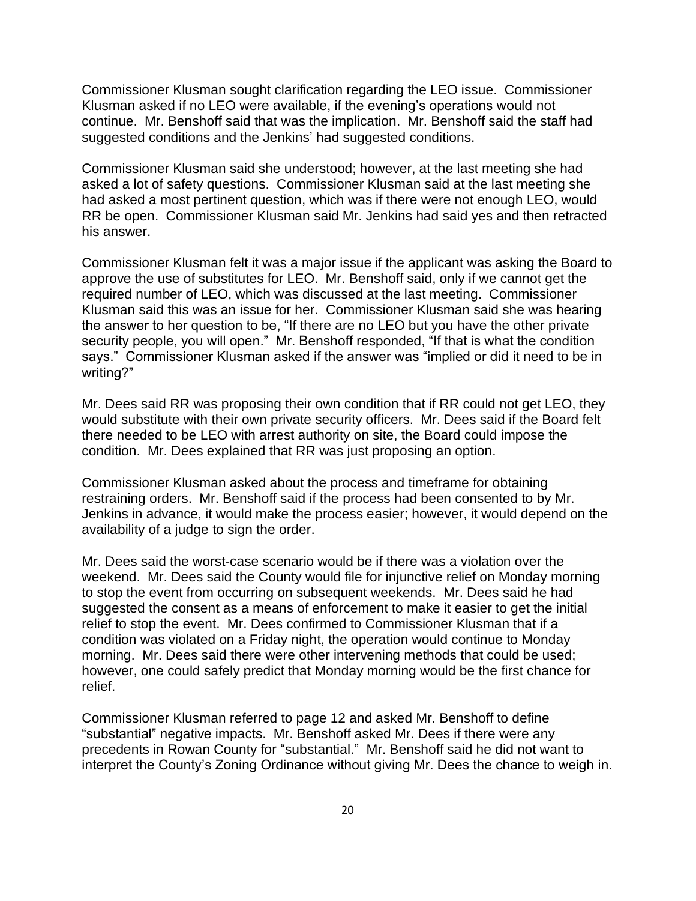Commissioner Klusman sought clarification regarding the LEO issue. Commissioner Klusman asked if no LEO were available, if the evening's operations would not continue. Mr. Benshoff said that was the implication. Mr. Benshoff said the staff had suggested conditions and the Jenkins' had suggested conditions.

Commissioner Klusman said she understood; however, at the last meeting she had asked a lot of safety questions. Commissioner Klusman said at the last meeting she had asked a most pertinent question, which was if there were not enough LEO, would RR be open. Commissioner Klusman said Mr. Jenkins had said yes and then retracted his answer.

Commissioner Klusman felt it was a major issue if the applicant was asking the Board to approve the use of substitutes for LEO. Mr. Benshoff said, only if we cannot get the required number of LEO, which was discussed at the last meeting. Commissioner Klusman said this was an issue for her. Commissioner Klusman said she was hearing the answer to her question to be, "If there are no LEO but you have the other private security people, you will open." Mr. Benshoff responded, "If that is what the condition says." Commissioner Klusman asked if the answer was "implied or did it need to be in writing?"

Mr. Dees said RR was proposing their own condition that if RR could not get LEO, they would substitute with their own private security officers. Mr. Dees said if the Board felt there needed to be LEO with arrest authority on site, the Board could impose the condition. Mr. Dees explained that RR was just proposing an option.

Commissioner Klusman asked about the process and timeframe for obtaining restraining orders. Mr. Benshoff said if the process had been consented to by Mr. Jenkins in advance, it would make the process easier; however, it would depend on the availability of a judge to sign the order.

Mr. Dees said the worst-case scenario would be if there was a violation over the weekend. Mr. Dees said the County would file for injunctive relief on Monday morning to stop the event from occurring on subsequent weekends. Mr. Dees said he had suggested the consent as a means of enforcement to make it easier to get the initial relief to stop the event. Mr. Dees confirmed to Commissioner Klusman that if a condition was violated on a Friday night, the operation would continue to Monday morning. Mr. Dees said there were other intervening methods that could be used; however, one could safely predict that Monday morning would be the first chance for relief.

Commissioner Klusman referred to page 12 and asked Mr. Benshoff to define "substantial" negative impacts. Mr. Benshoff asked Mr. Dees if there were any precedents in Rowan County for "substantial." Mr. Benshoff said he did not want to interpret the County's Zoning Ordinance without giving Mr. Dees the chance to weigh in.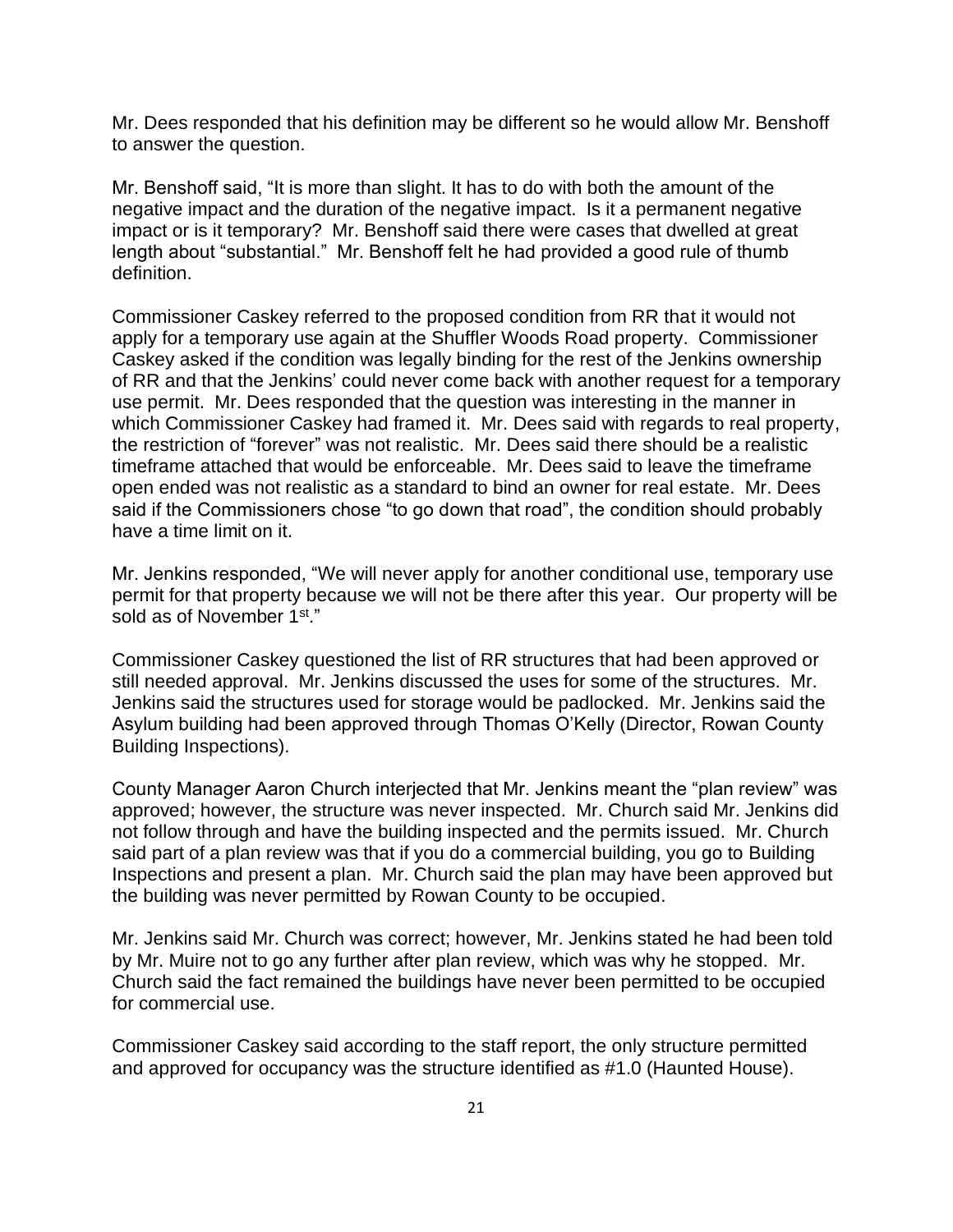Mr. Dees responded that his definition may be different so he would allow Mr. Benshoff to answer the question.

Mr. Benshoff said, "It is more than slight. It has to do with both the amount of the negative impact and the duration of the negative impact. Is it a permanent negative impact or is it temporary? Mr. Benshoff said there were cases that dwelled at great length about "substantial." Mr. Benshoff felt he had provided a good rule of thumb definition.

Commissioner Caskey referred to the proposed condition from RR that it would not apply for a temporary use again at the Shuffler Woods Road property. Commissioner Caskey asked if the condition was legally binding for the rest of the Jenkins ownership of RR and that the Jenkins' could never come back with another request for a temporary use permit. Mr. Dees responded that the question was interesting in the manner in which Commissioner Caskey had framed it. Mr. Dees said with regards to real property, the restriction of "forever" was not realistic. Mr. Dees said there should be a realistic timeframe attached that would be enforceable. Mr. Dees said to leave the timeframe open ended was not realistic as a standard to bind an owner for real estate. Mr. Dees said if the Commissioners chose "to go down that road", the condition should probably have a time limit on it.

Mr. Jenkins responded, "We will never apply for another conditional use, temporary use permit for that property because we will not be there after this year. Our property will be sold as of November 1st."

Commissioner Caskey questioned the list of RR structures that had been approved or still needed approval. Mr. Jenkins discussed the uses for some of the structures. Mr. Jenkins said the structures used for storage would be padlocked. Mr. Jenkins said the Asylum building had been approved through Thomas O'Kelly (Director, Rowan County Building Inspections).

County Manager Aaron Church interjected that Mr. Jenkins meant the "plan review" was approved; however, the structure was never inspected. Mr. Church said Mr. Jenkins did not follow through and have the building inspected and the permits issued. Mr. Church said part of a plan review was that if you do a commercial building, you go to Building Inspections and present a plan. Mr. Church said the plan may have been approved but the building was never permitted by Rowan County to be occupied.

Mr. Jenkins said Mr. Church was correct; however, Mr. Jenkins stated he had been told by Mr. Muire not to go any further after plan review, which was why he stopped. Mr. Church said the fact remained the buildings have never been permitted to be occupied for commercial use.

Commissioner Caskey said according to the staff report, the only structure permitted and approved for occupancy was the structure identified as #1.0 (Haunted House).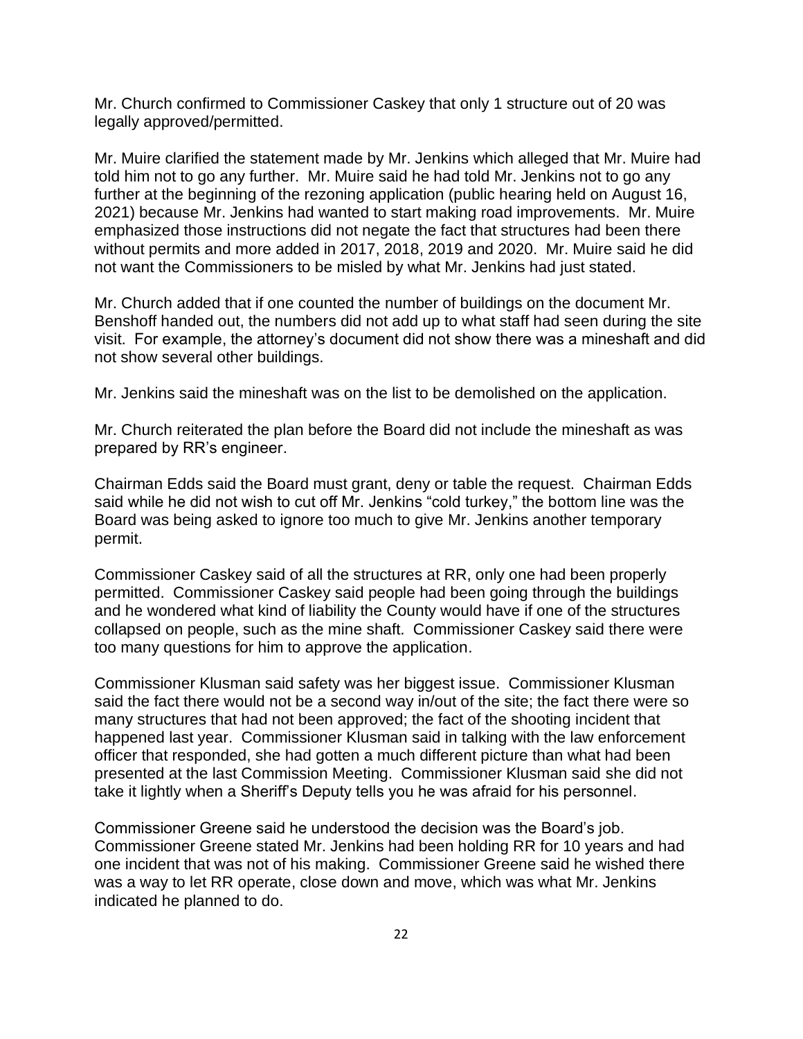Mr. Church confirmed to Commissioner Caskey that only 1 structure out of 20 was legally approved/permitted.

Mr. Muire clarified the statement made by Mr. Jenkins which alleged that Mr. Muire had told him not to go any further. Mr. Muire said he had told Mr. Jenkins not to go any further at the beginning of the rezoning application (public hearing held on August 16, 2021) because Mr. Jenkins had wanted to start making road improvements. Mr. Muire emphasized those instructions did not negate the fact that structures had been there without permits and more added in 2017, 2018, 2019 and 2020. Mr. Muire said he did not want the Commissioners to be misled by what Mr. Jenkins had just stated.

Mr. Church added that if one counted the number of buildings on the document Mr. Benshoff handed out, the numbers did not add up to what staff had seen during the site visit. For example, the attorney's document did not show there was a mineshaft and did not show several other buildings.

Mr. Jenkins said the mineshaft was on the list to be demolished on the application.

Mr. Church reiterated the plan before the Board did not include the mineshaft as was prepared by RR's engineer.

Chairman Edds said the Board must grant, deny or table the request. Chairman Edds said while he did not wish to cut off Mr. Jenkins "cold turkey," the bottom line was the Board was being asked to ignore too much to give Mr. Jenkins another temporary permit.

Commissioner Caskey said of all the structures at RR, only one had been properly permitted. Commissioner Caskey said people had been going through the buildings and he wondered what kind of liability the County would have if one of the structures collapsed on people, such as the mine shaft. Commissioner Caskey said there were too many questions for him to approve the application.

Commissioner Klusman said safety was her biggest issue. Commissioner Klusman said the fact there would not be a second way in/out of the site; the fact there were so many structures that had not been approved; the fact of the shooting incident that happened last year. Commissioner Klusman said in talking with the law enforcement officer that responded, she had gotten a much different picture than what had been presented at the last Commission Meeting. Commissioner Klusman said she did not take it lightly when a Sheriff's Deputy tells you he was afraid for his personnel.

Commissioner Greene said he understood the decision was the Board's job. Commissioner Greene stated Mr. Jenkins had been holding RR for 10 years and had one incident that was not of his making. Commissioner Greene said he wished there was a way to let RR operate, close down and move, which was what Mr. Jenkins indicated he planned to do.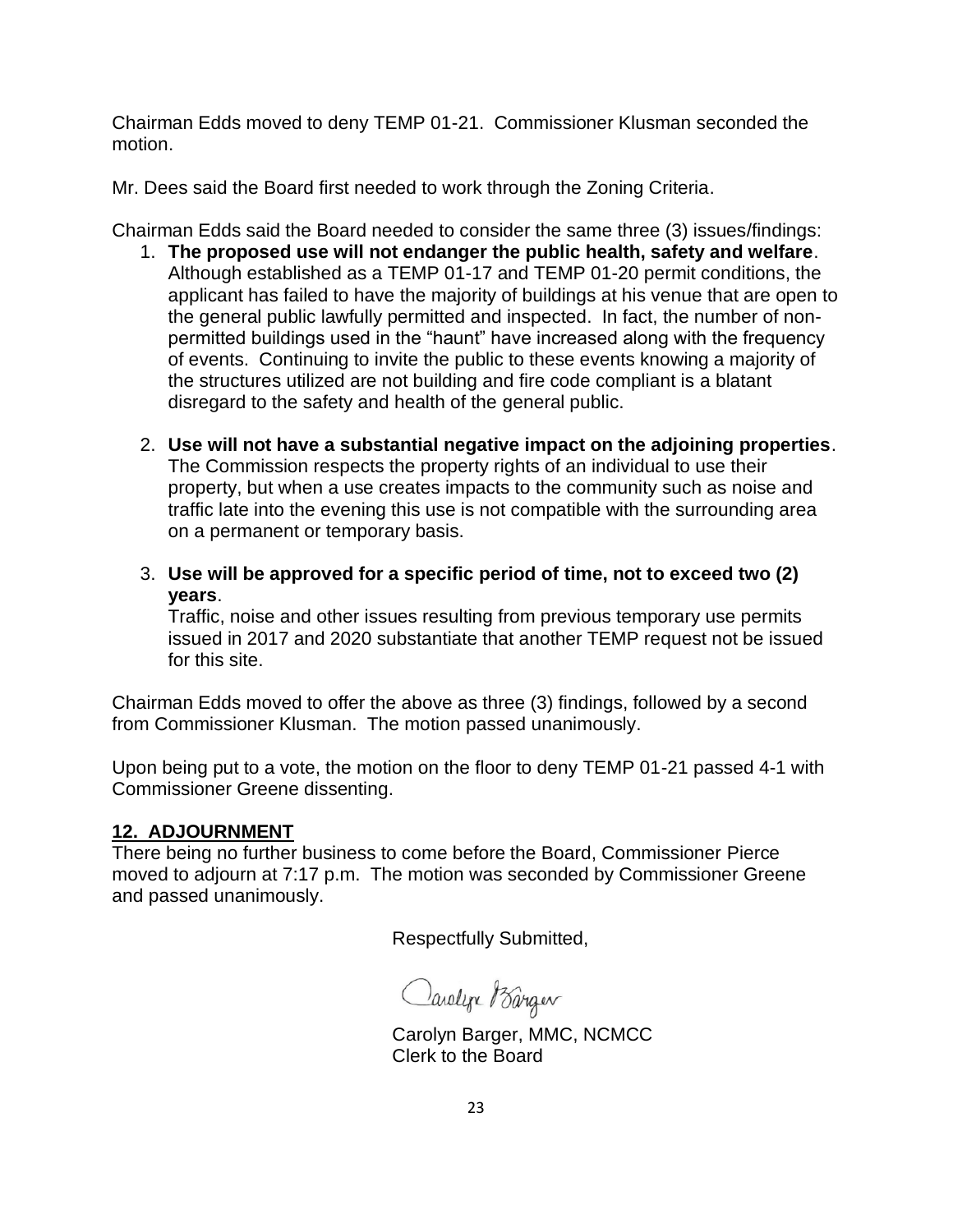Chairman Edds moved to deny TEMP 01-21. Commissioner Klusman seconded the motion.

Mr. Dees said the Board first needed to work through the Zoning Criteria.

Chairman Edds said the Board needed to consider the same three (3) issues/findings:

1. **The proposed use will not endanger the public health, safety and welfare**. Although established as a TEMP 01-17 and TEMP 01-20 permit conditions, the applicant has failed to have the majority of buildings at his venue that are open to the general public lawfully permitted and inspected. In fact, the number of non-permitted buildings used in the "haunt" have increased along with the frequency of events. Continuing to invite the public to these events knowing a majority of the structures utilized are not building and fire code compliant is a blatant disregard to the safety and health of the general public.

2. **Use will not have a substantial negative impact on the adjoining properties**. The Commission respects the property rights of an individual to use their property, but when a use creates impacts to the community such as noise and traffic late into the evening this use is not compatible with the surrounding area on a permanent or temporary basis.

3. **Use will be approved for a specific period of time, not to exceed two (2) years**.
   Traffic, noise and other issues resulting from previous temporary use permits issued in 2017 and 2020 substantiate that another TEMP request not be issued for this site.

Chairman Edds moved to offer the above as three (3) findings, followed by a second from Commissioner Klusman. The motion passed unanimously.

Upon being put to a vote, the motion on the floor to deny TEMP 01-21 passed 4-1 with Commissioner Greene dissenting.

## 12. ADJOURNMENT

There being no further business to come before the Board, Commissioner Pierce moved to adjourn at 7:17 p.m. The motion was seconded by Commissioner Greene and passed unanimously.

Respectfully Submitted,

Carolyn Barger

Carolyn Barger, MMC, NCMCC
Clerk to the Board